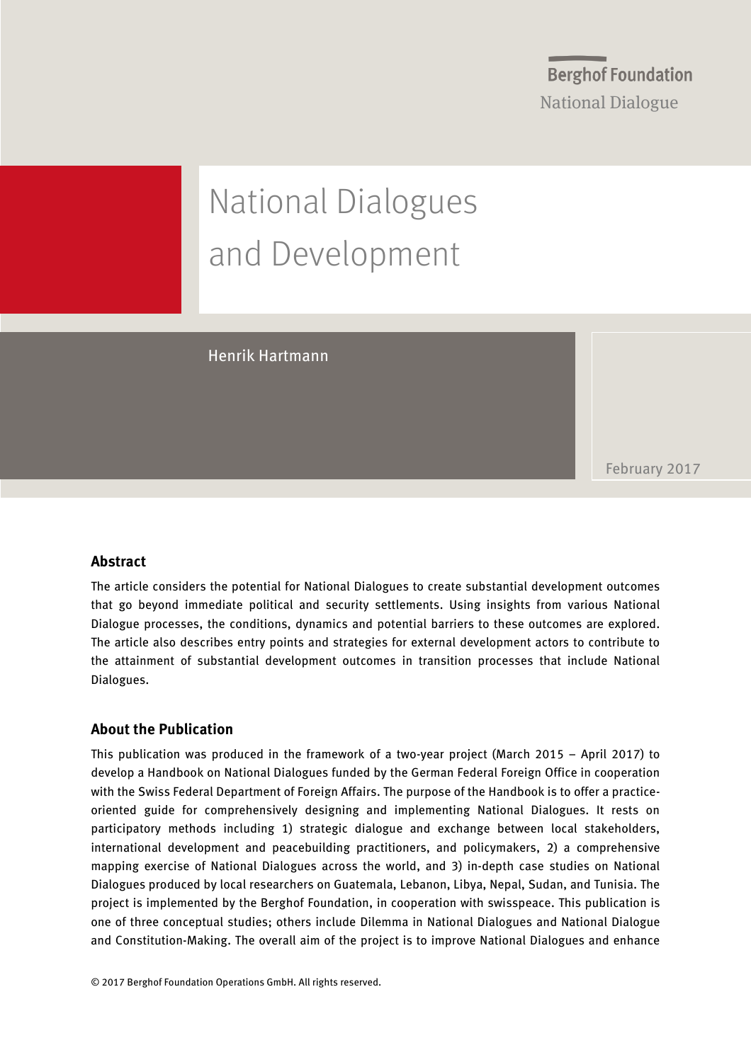Berghof Foundation

National Dialogue

# National Dialogues and Development

Henrik Hartmann

February 2017

## Abstract

The article considers the potential for National Dialogues to create substantial development outcomes that go beyond immediate political and security settlements. Using insights from various National Dialogue processes, the conditions, dynamics and potential barriers to these outcomes are explored. The article also describes entry points and strategies for external development actors to contribute to the attainment of substantial development outcomes in transition processes that include National Dialogues.

## About the Publication

This publication was produced in the framework of a two-year project (March 2015 – April 2017) to develop a Handbook on National Dialogues funded by the German Federal Foreign Office in cooperation with the Swiss Federal Department of Foreign Affairs. The purpose of the Handbook is to offer a practice-oriented guide for comprehensively designing and implementing National Dialogues. It rests on participatory methods including 1) strategic dialogue and exchange between local stakeholders, international development and peacebuilding practitioners, and policymakers, 2) a comprehensive mapping exercise of National Dialogues across the world, and 3) in-depth case studies on National Dialogues produced by local researchers on Guatemala, Lebanon, Libya, Nepal, Sudan, and Tunisia. The project is implemented by the Berghof Foundation, in cooperation with swisspeace. This publication is one of three conceptual studies; others include Dilemma in National Dialogues and National Dialogue and Constitution-Making. The overall aim of the project is to improve National Dialogues and enhance

© 2017 Berghof Foundation Operations GmbH. All rights reserved.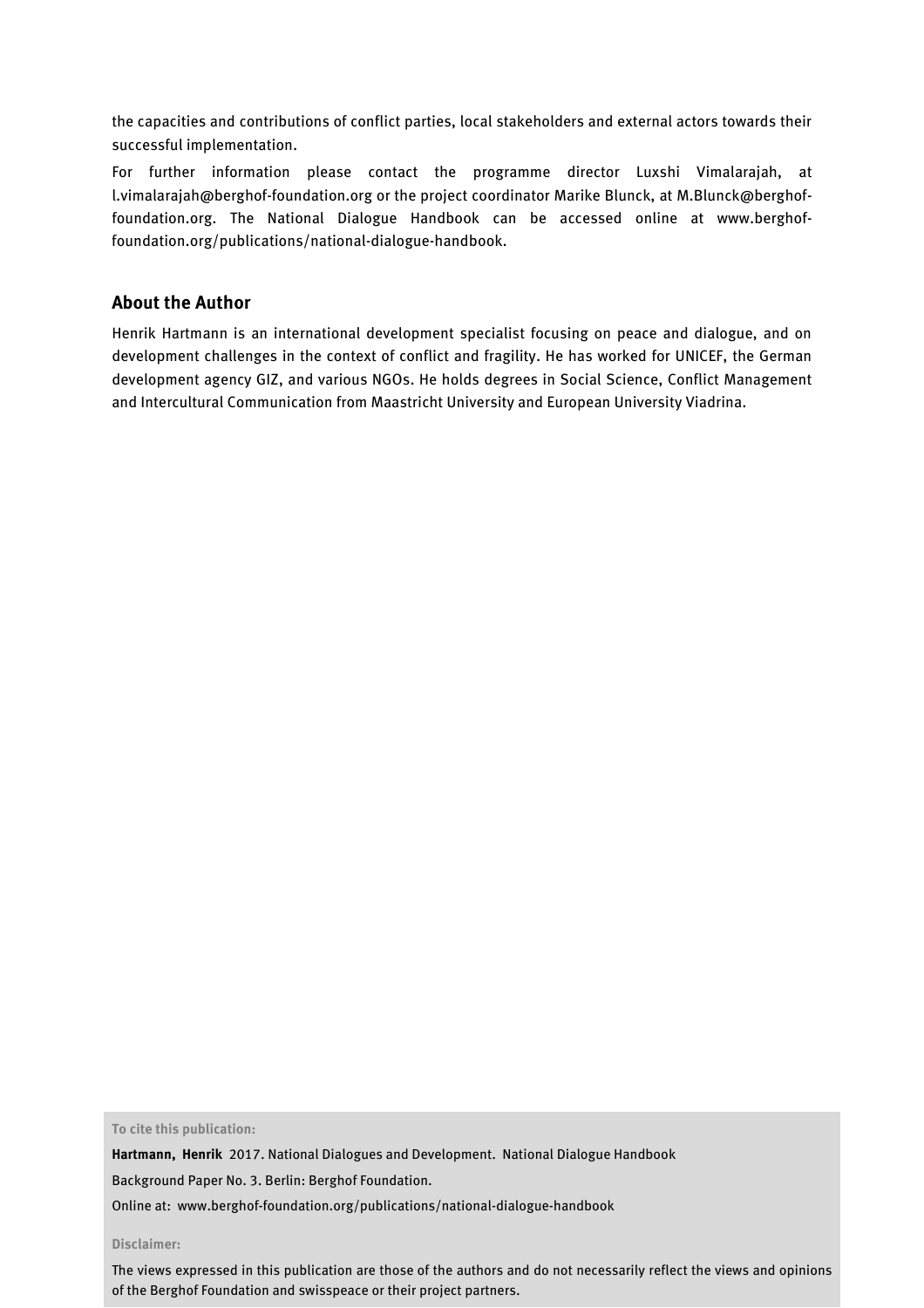the capacities and contributions of conflict parties, local stakeholders and external actors towards their successful implementation.

For further information please contact the programme director Luxshi Vimalarajah, at l.vimalarajah@berghof-foundation.org or the project coordinator Marike Blunck, at M.Blunck@berghof-foundation.org. The National Dialogue Handbook can be accessed online at www.berghof-foundation.org/publications/national-dialogue-handbook.

## About the Author

Henrik Hartmann is an international development specialist focusing on peace and dialogue, and on development challenges in the context of conflict and fragility. He has worked for UNICEF, the German development agency GIZ, and various NGOs. He holds degrees in Social Science, Conflict Management and Intercultural Communication from Maastricht University and European University Viadrina.

**To cite this publication:**

**Hartmann, Henrik** 2017. National Dialogues and Development. National Dialogue Handbook Background Paper No. 3. Berlin: Berghof Foundation.

Online at: www.berghof-foundation.org/publications/national-dialogue-handbook

**Disclaimer:**

The views expressed in this publication are those of the authors and do not necessarily reflect the views and opinions of the Berghof Foundation and swisspeace or their project partners.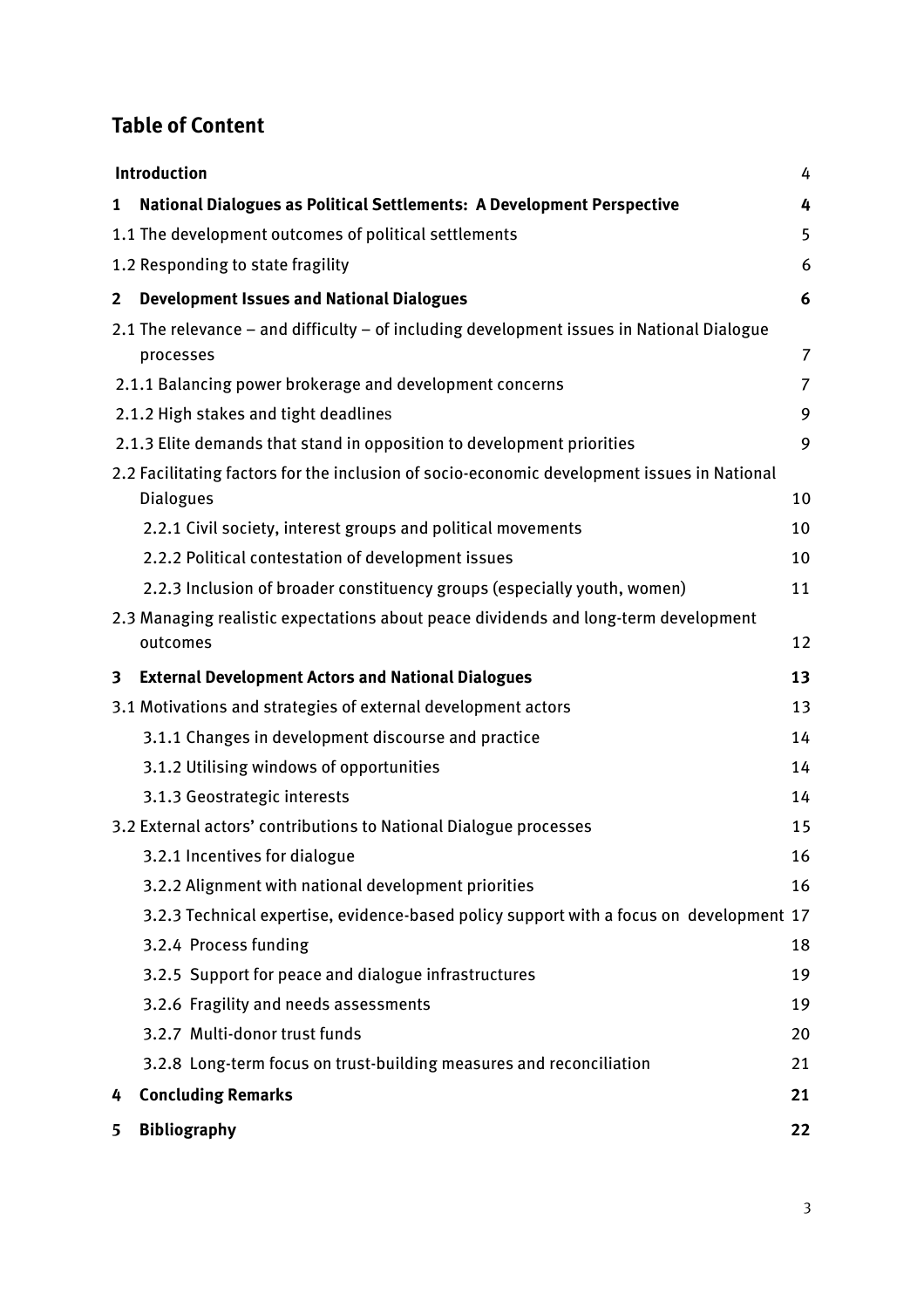## Table of Content

| | |
|---|---|
| **Introduction** | 4 |
| **1 National Dialogues as Political Settlements: A Development Perspective** | **4** |
| 1.1 The development outcomes of political settlements | 5 |
| 1.2 Responding to state fragility | 6 |
| **2 Development Issues and National Dialogues** | **6** |
| 2.1 The relevance – and difficulty – of including development issues in National Dialogue processes | 7 |
| 2.1.1 Balancing power brokerage and development concerns | 7 |
| 2.1.2 High stakes and tight deadlines | 9 |
| 2.1.3 Elite demands that stand in opposition to development priorities | 9 |
| 2.2 Facilitating factors for the inclusion of socio-economic development issues in National Dialogues | 10 |
| 2.2.1 Civil society, interest groups and political movements | 10 |
| 2.2.2 Political contestation of development issues | 10 |
| 2.2.3 Inclusion of broader constituency groups (especially youth, women) | 11 |
| 2.3 Managing realistic expectations about peace dividends and long-term development outcomes | 12 |
| **3 External Development Actors and National Dialogues** | **13** |
| 3.1 Motivations and strategies of external development actors | 13 |
| 3.1.1 Changes in development discourse and practice | 14 |
| 3.1.2 Utilising windows of opportunities | 14 |
| 3.1.3 Geostrategic interests | 14 |
| 3.2 External actors' contributions to National Dialogue processes | 15 |
| 3.2.1 Incentives for dialogue | 16 |
| 3.2.2 Alignment with national development priorities | 16 |
| 3.2.3 Technical expertise, evidence-based policy support with a focus on development | 17 |
| 3.2.4 Process funding | 18 |
| 3.2.5 Support for peace and dialogue infrastructures | 19 |
| 3.2.6 Fragility and needs assessments | 19 |
| 3.2.7 Multi-donor trust funds | 20 |
| 3.2.8 Long-term focus on trust-building measures and reconciliation | 21 |
| **4 Concluding Remarks** | **21** |
| **5 Bibliography** | **22** |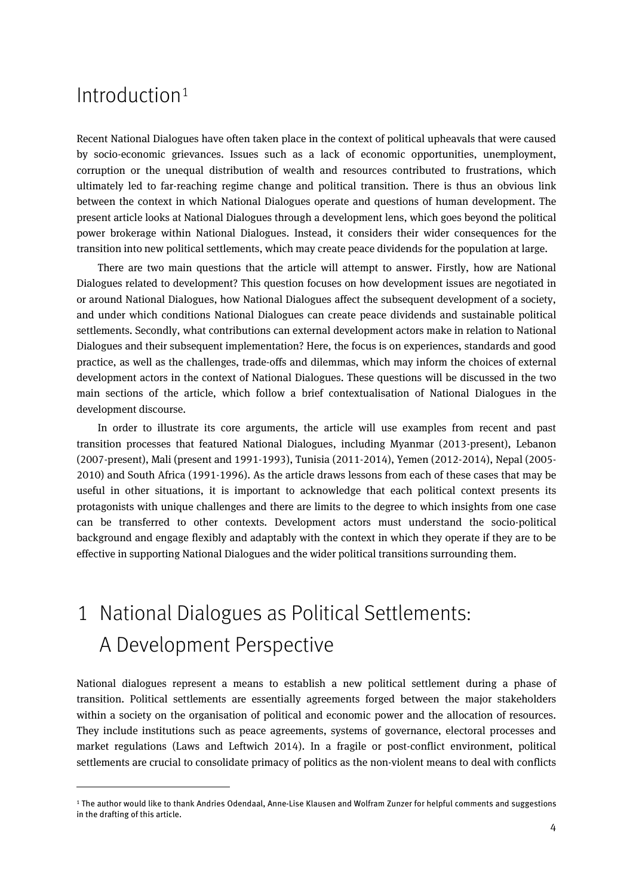# Introduction[1]

Recent National Dialogues have often taken place in the context of political upheavals that were caused by socio-economic grievances. Issues such as a lack of economic opportunities, unemployment, corruption or the unequal distribution of wealth and resources contributed to frustrations, which ultimately led to far-reaching regime change and political transition. There is thus an obvious link between the context in which National Dialogues operate and questions of human development. The present article looks at National Dialogues through a development lens, which goes beyond the political power brokerage within National Dialogues. Instead, it considers their wider consequences for the transition into new political settlements, which may create peace dividends for the population at large.

There are two main questions that the article will attempt to answer. Firstly, how are National Dialogues related to development? This question focuses on how development issues are negotiated in or around National Dialogues, how National Dialogues affect the subsequent development of a society, and under which conditions National Dialogues can create peace dividends and sustainable political settlements. Secondly, what contributions can external development actors make in relation to National Dialogues and their subsequent implementation? Here, the focus is on experiences, standards and good practice, as well as the challenges, trade-offs and dilemmas, which may inform the choices of external development actors in the context of National Dialogues. These questions will be discussed in the two main sections of the article, which follow a brief contextualisation of National Dialogues in the development discourse.

In order to illustrate its core arguments, the article will use examples from recent and past transition processes that featured National Dialogues, including Myanmar (2013-present), Lebanon (2007-present), Mali (present and 1991-1993), Tunisia (2011-2014), Yemen (2012-2014), Nepal (2005-2010) and South Africa (1991-1996). As the article draws lessons from each of these cases that may be useful in other situations, it is important to acknowledge that each political context presents its protagonists with unique challenges and there are limits to the degree to which insights from one case can be transferred to other contexts. Development actors must understand the socio-political background and engage flexibly and adaptably with the context in which they operate if they are to be effective in supporting National Dialogues and the wider political transitions surrounding them.

# 1 National Dialogues as Political Settlements: A Development Perspective

National dialogues represent a means to establish a new political settlement during a phase of transition. Political settlements are essentially agreements forged between the major stakeholders within a society on the organisation of political and economic power and the allocation of resources. They include institutions such as peace agreements, systems of governance, electoral processes and market regulations (Laws and Leftwich 2014). In a fragile or post-conflict environment, political settlements are crucial to consolidate primacy of politics as the non-violent means to deal with conflicts

---

[1] The author would like to thank Andries Odendaal, Anne-Lise Klausen and Wolfram Zunzer for helpful comments and suggestions in the drafting of this article.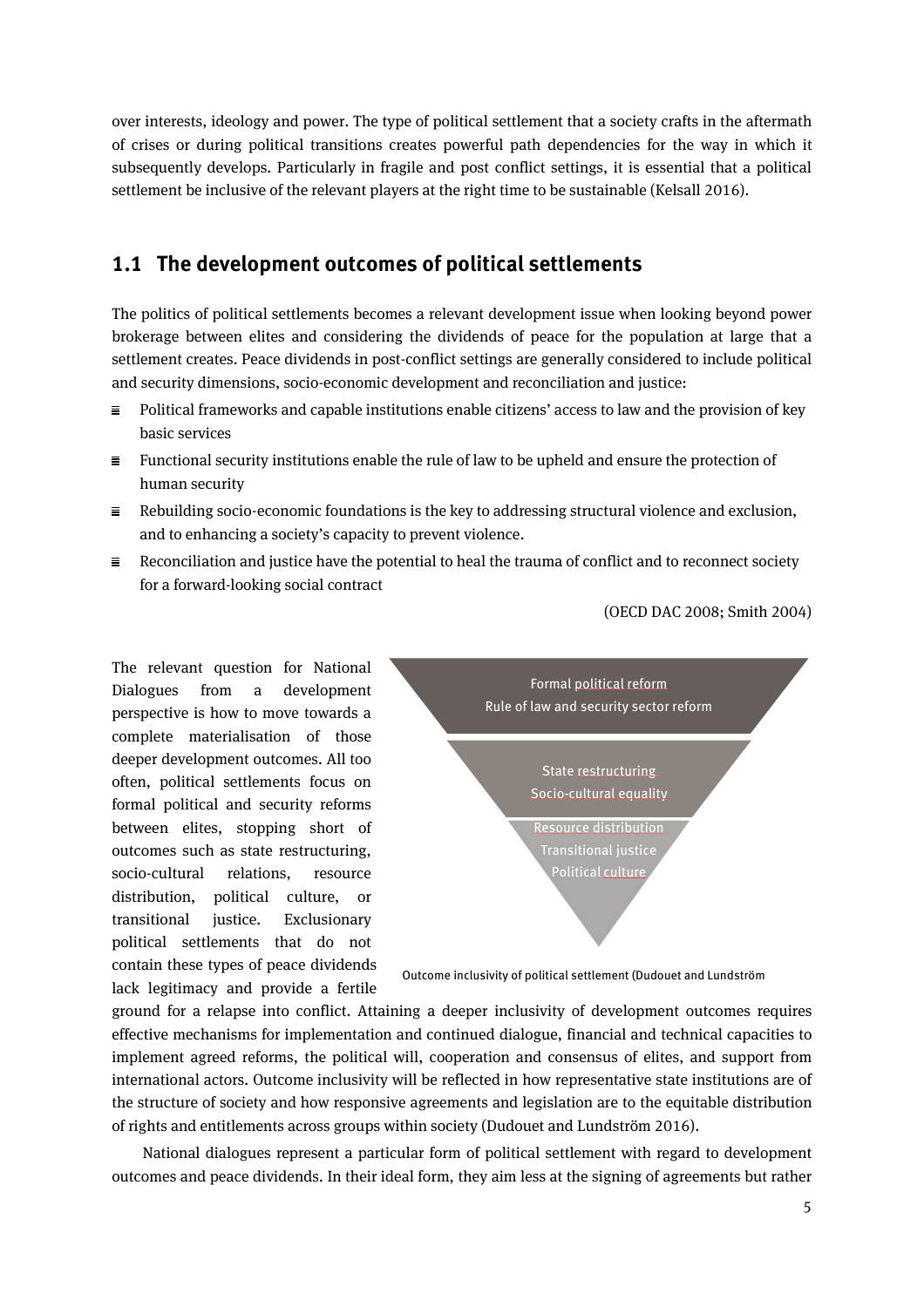over interests, ideology and power. The type of political settlement that a society crafts in the aftermath of crises or during political transitions creates powerful path dependencies for the way in which it subsequently develops. Particularly in fragile and post conflict settings, it is essential that a political settlement be inclusive of the relevant players at the right time to be sustainable (Kelsall 2016).

## 1.1 The development outcomes of political settlements

The politics of political settlements becomes a relevant development issue when looking beyond power brokerage between elites and considering the dividends of peace for the population at large that a settlement creates. Peace dividends in post-conflict settings are generally considered to include political and security dimensions, socio-economic development and reconciliation and justice:

- Political frameworks and capable institutions enable citizens' access to law and the provision of key basic services
- Functional security institutions enable the rule of law to be upheld and ensure the protection of human security
- Rebuilding socio-economic foundations is the key to addressing structural violence and exclusion, and to enhancing a society's capacity to prevent violence.
- Reconciliation and justice have the potential to heal the trauma of conflict and to reconnect society for a forward-looking social contract

(OECD DAC 2008; Smith 2004)

The relevant question for National Dialogues from a development perspective is how to move towards a complete materialisation of those deeper development outcomes. All too often, political settlements focus on formal political and security reforms between elites, stopping short of outcomes such as state restructuring, socio-cultural relations, resource distribution, political culture, or transitional justice. Exclusionary political settlements that do not contain these types of peace dividends lack legitimacy and provide a fertile ground for a relapse into conflict. Attaining a deeper inclusivity of development outcomes requires effective mechanisms for implementation and continued dialogue, financial and technical capacities to implement agreed reforms, the political will, cooperation and consensus of elites, and support from international actors. Outcome inclusivity will be reflected in how representative state institutions are of the structure of society and how responsive agreements and legislation are to the equitable distribution of rights and entitlements across groups within society (Dudouet and Lundström 2016).

Formal political reform
Rule of law and security sector reform

State restructuring
Socio-cultural equality

Resource distribution
Transitional justice
Political culture

Outcome inclusivity of political settlement (Dudouet and Lundström

National dialogues represent a particular form of political settlement with regard to development outcomes and peace dividends. In their ideal form, they aim less at the signing of agreements but rather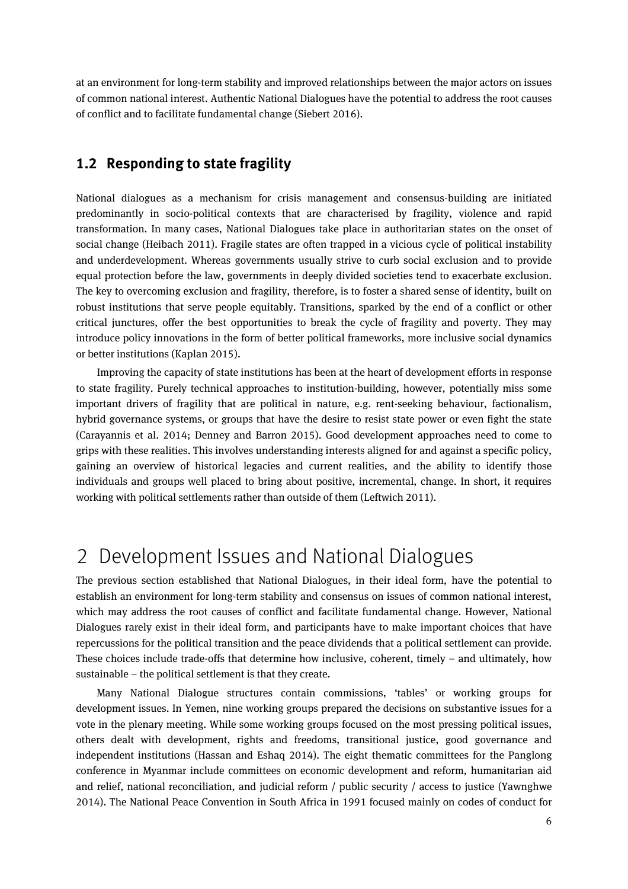at an environment for long-term stability and improved relationships between the major actors on issues of common national interest. Authentic National Dialogues have the potential to address the root causes of conflict and to facilitate fundamental change (Siebert 2016).

### 1.2 Responding to state fragility

National dialogues as a mechanism for crisis management and consensus-building are initiated predominantly in socio-political contexts that are characterised by fragility, violence and rapid transformation. In many cases, National Dialogues take place in authoritarian states on the onset of social change (Heibach 2011). Fragile states are often trapped in a vicious cycle of political instability and underdevelopment. Whereas governments usually strive to curb social exclusion and to provide equal protection before the law, governments in deeply divided societies tend to exacerbate exclusion. The key to overcoming exclusion and fragility, therefore, is to foster a shared sense of identity, built on robust institutions that serve people equitably. Transitions, sparked by the end of a conflict or other critical junctures, offer the best opportunities to break the cycle of fragility and poverty. They may introduce policy innovations in the form of better political frameworks, more inclusive social dynamics or better institutions (Kaplan 2015).

Improving the capacity of state institutions has been at the heart of development efforts in response to state fragility. Purely technical approaches to institution-building, however, potentially miss some important drivers of fragility that are political in nature, e.g. rent-seeking behaviour, factionalism, hybrid governance systems, or groups that have the desire to resist state power or even fight the state (Carayannis et al. 2014; Denney and Barron 2015). Good development approaches need to come to grips with these realities. This involves understanding interests aligned for and against a specific policy, gaining an overview of historical legacies and current realities, and the ability to identify those individuals and groups well placed to bring about positive, incremental, change. In short, it requires working with political settlements rather than outside of them (Leftwich 2011).

# 2 Development Issues and National Dialogues

The previous section established that National Dialogues, in their ideal form, have the potential to establish an environment for long-term stability and consensus on issues of common national interest, which may address the root causes of conflict and facilitate fundamental change. However, National Dialogues rarely exist in their ideal form, and participants have to make important choices that have repercussions for the political transition and the peace dividends that a political settlement can provide. These choices include trade-offs that determine how inclusive, coherent, timely – and ultimately, how sustainable – the political settlement is that they create.

Many National Dialogue structures contain commissions, 'tables' or working groups for development issues. In Yemen, nine working groups prepared the decisions on substantive issues for a vote in the plenary meeting. While some working groups focused on the most pressing political issues, others dealt with development, rights and freedoms, transitional justice, good governance and independent institutions (Hassan and Eshaq 2014). The eight thematic committees for the Panglong conference in Myanmar include committees on economic development and reform, humanitarian aid and relief, national reconciliation, and judicial reform / public security / access to justice (Yawnghwe 2014). The National Peace Convention in South Africa in 1991 focused mainly on codes of conduct for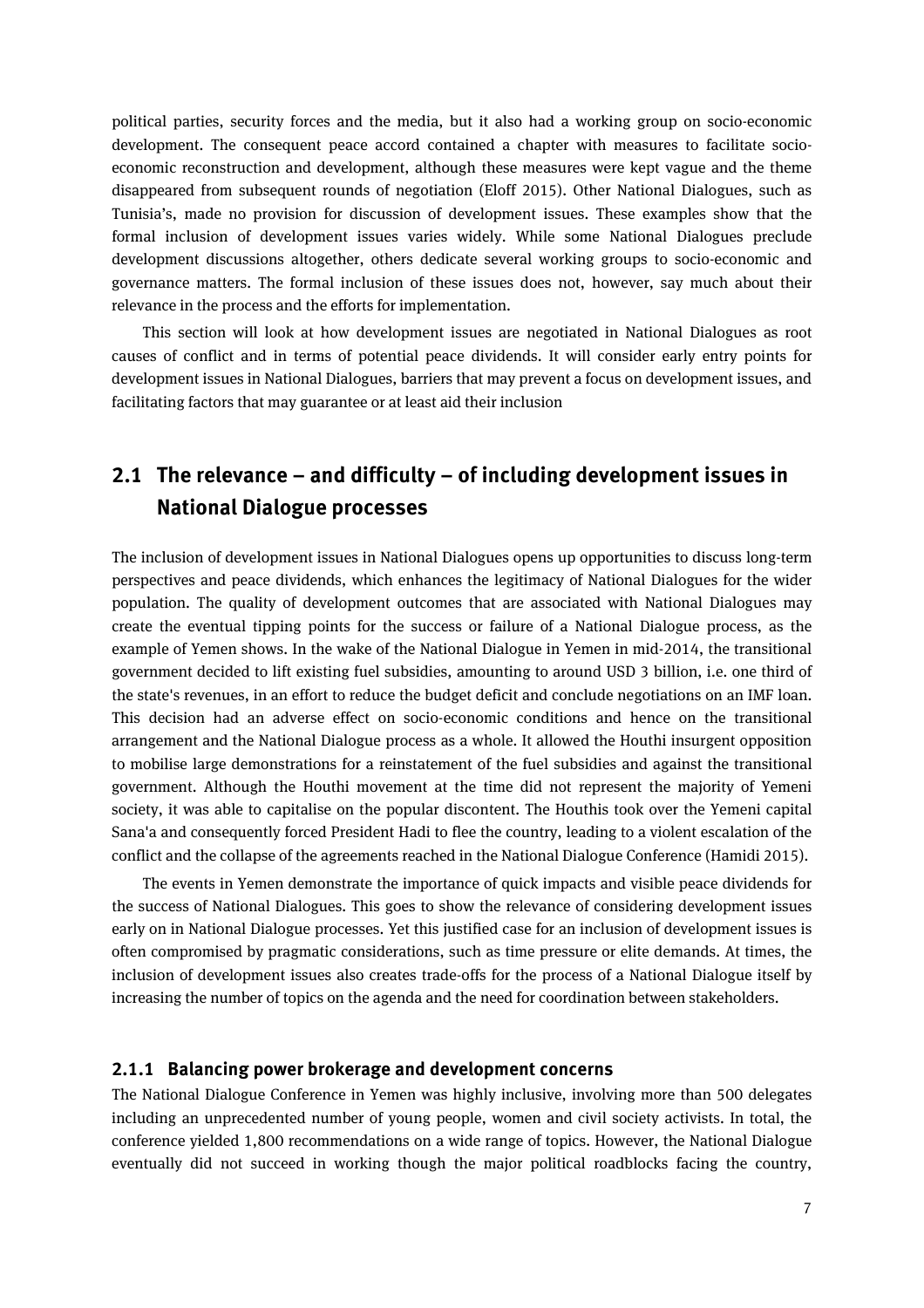political parties, security forces and the media, but it also had a working group on socio-economic development. The consequent peace accord contained a chapter with measures to facilitate socio-economic reconstruction and development, although these measures were kept vague and the theme disappeared from subsequent rounds of negotiation (Eloff 2015). Other National Dialogues, such as Tunisia's, made no provision for discussion of development issues. These examples show that the formal inclusion of development issues varies widely. While some National Dialogues preclude development discussions altogether, others dedicate several working groups to socio-economic and governance matters. The formal inclusion of these issues does not, however, say much about their relevance in the process and the efforts for implementation.

This section will look at how development issues are negotiated in National Dialogues as root causes of conflict and in terms of potential peace dividends. It will consider early entry points for development issues in National Dialogues, barriers that may prevent a focus on development issues, and facilitating factors that may guarantee or at least aid their inclusion

## 2.1 The relevance – and difficulty – of including development issues in National Dialogue processes

The inclusion of development issues in National Dialogues opens up opportunities to discuss long-term perspectives and peace dividends, which enhances the legitimacy of National Dialogues for the wider population. The quality of development outcomes that are associated with National Dialogues may create the eventual tipping points for the success or failure of a National Dialogue process, as the example of Yemen shows. In the wake of the National Dialogue in Yemen in mid-2014, the transitional government decided to lift existing fuel subsidies, amounting to around USD 3 billion, i.e. one third of the state's revenues, in an effort to reduce the budget deficit and conclude negotiations on an IMF loan. This decision had an adverse effect on socio-economic conditions and hence on the transitional arrangement and the National Dialogue process as a whole. It allowed the Houthi insurgent opposition to mobilise large demonstrations for a reinstatement of the fuel subsidies and against the transitional government. Although the Houthi movement at the time did not represent the majority of Yemeni society, it was able to capitalise on the popular discontent. The Houthis took over the Yemeni capital Sana'a and consequently forced President Hadi to flee the country, leading to a violent escalation of the conflict and the collapse of the agreements reached in the National Dialogue Conference (Hamidi 2015).

The events in Yemen demonstrate the importance of quick impacts and visible peace dividends for the success of National Dialogues. This goes to show the relevance of considering development issues early on in National Dialogue processes. Yet this justified case for an inclusion of development issues is often compromised by pragmatic considerations, such as time pressure or elite demands. At times, the inclusion of development issues also creates trade-offs for the process of a National Dialogue itself by increasing the number of topics on the agenda and the need for coordination between stakeholders.

### 2.1.1 Balancing power brokerage and development concerns

The National Dialogue Conference in Yemen was highly inclusive, involving more than 500 delegates including an unprecedented number of young people, women and civil society activists. In total, the conference yielded 1,800 recommendations on a wide range of topics. However, the National Dialogue eventually did not succeed in working though the major political roadblocks facing the country,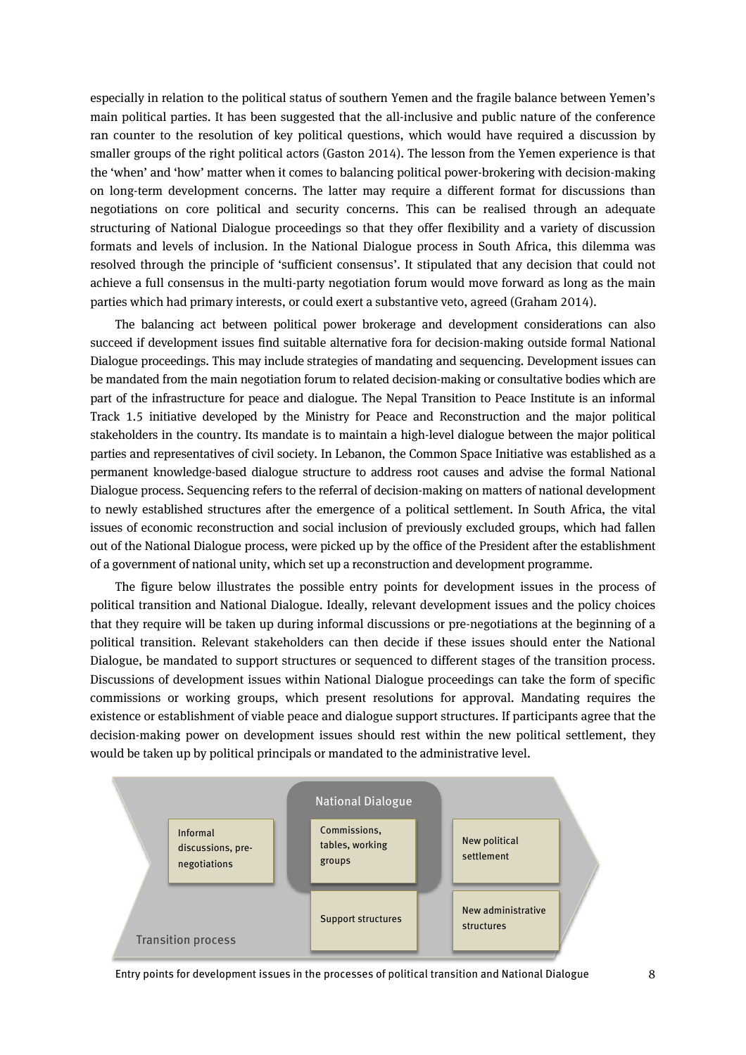especially in relation to the political status of southern Yemen and the fragile balance between Yemen's main political parties. It has been suggested that the all-inclusive and public nature of the conference ran counter to the resolution of key political questions, which would have required a discussion by smaller groups of the right political actors (Gaston 2014). The lesson from the Yemen experience is that the 'when' and 'how' matter when it comes to balancing political power-brokering with decision-making on long-term development concerns. The latter may require a different format for discussions than negotiations on core political and security concerns. This can be realised through an adequate structuring of National Dialogue proceedings so that they offer flexibility and a variety of discussion formats and levels of inclusion. In the National Dialogue process in South Africa, this dilemma was resolved through the principle of 'sufficient consensus'. It stipulated that any decision that could not achieve a full consensus in the multi-party negotiation forum would move forward as long as the main parties which had primary interests, or could exert a substantive veto, agreed (Graham 2014).

The balancing act between political power brokerage and development considerations can also succeed if development issues find suitable alternative fora for decision-making outside formal National Dialogue proceedings. This may include strategies of mandating and sequencing. Development issues can be mandated from the main negotiation forum to related decision-making or consultative bodies which are part of the infrastructure for peace and dialogue. The Nepal Transition to Peace Institute is an informal Track 1.5 initiative developed by the Ministry for Peace and Reconstruction and the major political stakeholders in the country. Its mandate is to maintain a high-level dialogue between the major political parties and representatives of civil society. In Lebanon, the Common Space Initiative was established as a permanent knowledge-based dialogue structure to address root causes and advise the formal National Dialogue process. Sequencing refers to the referral of decision-making on matters of national development to newly established structures after the emergence of a political settlement. In South Africa, the vital issues of economic reconstruction and social inclusion of previously excluded groups, which had fallen out of the National Dialogue process, were picked up by the office of the President after the establishment of a government of national unity, which set up a reconstruction and development programme.

The figure below illustrates the possible entry points for development issues in the process of political transition and National Dialogue. Ideally, relevant development issues and the policy choices that they require will be taken up during informal discussions or pre-negotiations at the beginning of a political transition. Relevant stakeholders can then decide if these issues should enter the National Dialogue, be mandated to support structures or sequenced to different stages of the transition process. Discussions of development issues within National Dialogue proceedings can take the form of specific commissions or working groups, which present resolutions for approval. Mandating requires the existence or establishment of viable peace and dialogue support structures. If participants agree that the decision-making power on development issues should rest within the new political settlement, they would be taken up by political principals or mandated to the administrative level.

Transition process: Informal discussions, pre-negotiations → National Dialogue (Commissions, tables, working groups) / Support structures → New political settlement / New administrative structures

Entry points for development issues in the processes of political transition and National Dialogue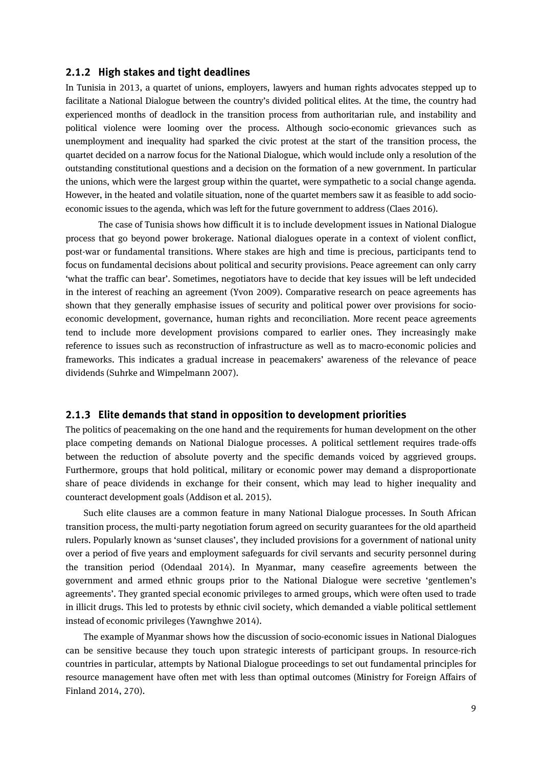### 2.1.2 High stakes and tight deadlines

In Tunisia in 2013, a quartet of unions, employers, lawyers and human rights advocates stepped up to facilitate a National Dialogue between the country's divided political elites. At the time, the country had experienced months of deadlock in the transition process from authoritarian rule, and instability and political violence were looming over the process. Although socio-economic grievances such as unemployment and inequality had sparked the civic protest at the start of the transition process, the quartet decided on a narrow focus for the National Dialogue, which would include only a resolution of the outstanding constitutional questions and a decision on the formation of a new government. In particular the unions, which were the largest group within the quartet, were sympathetic to a social change agenda. However, in the heated and volatile situation, none of the quartet members saw it as feasible to add socio-economic issues to the agenda, which was left for the future government to address (Claes 2016).

The case of Tunisia shows how difficult it is to include development issues in National Dialogue process that go beyond power brokerage. National dialogues operate in a context of violent conflict, post-war or fundamental transitions. Where stakes are high and time is precious, participants tend to focus on fundamental decisions about political and security provisions. Peace agreement can only carry 'what the traffic can bear'. Sometimes, negotiators have to decide that key issues will be left undecided in the interest of reaching an agreement (Yvon 2009). Comparative research on peace agreements has shown that they generally emphasise issues of security and political power over provisions for socio-economic development, governance, human rights and reconciliation. More recent peace agreements tend to include more development provisions compared to earlier ones. They increasingly make reference to issues such as reconstruction of infrastructure as well as to macro-economic policies and frameworks. This indicates a gradual increase in peacemakers' awareness of the relevance of peace dividends (Suhrke and Wimpelmann 2007).

### 2.1.3 Elite demands that stand in opposition to development priorities

The politics of peacemaking on the one hand and the requirements for human development on the other place competing demands on National Dialogue processes. A political settlement requires trade-offs between the reduction of absolute poverty and the specific demands voiced by aggrieved groups. Furthermore, groups that hold political, military or economic power may demand a disproportionate share of peace dividends in exchange for their consent, which may lead to higher inequality and counteract development goals (Addison et al. 2015).

Such elite clauses are a common feature in many National Dialogue processes. In South African transition process, the multi-party negotiation forum agreed on security guarantees for the old apartheid rulers. Popularly known as 'sunset clauses', they included provisions for a government of national unity over a period of five years and employment safeguards for civil servants and security personnel during the transition period (Odendaal 2014). In Myanmar, many ceasefire agreements between the government and armed ethnic groups prior to the National Dialogue were secretive 'gentlemen's agreements'. They granted special economic privileges to armed groups, which were often used to trade in illicit drugs. This led to protests by ethnic civil society, which demanded a viable political settlement instead of economic privileges (Yawnghwe 2014).

The example of Myanmar shows how the discussion of socio-economic issues in National Dialogues can be sensitive because they touch upon strategic interests of participant groups. In resource-rich countries in particular, attempts by National Dialogue proceedings to set out fundamental principles for resource management have often met with less than optimal outcomes (Ministry for Foreign Affairs of Finland 2014, 270).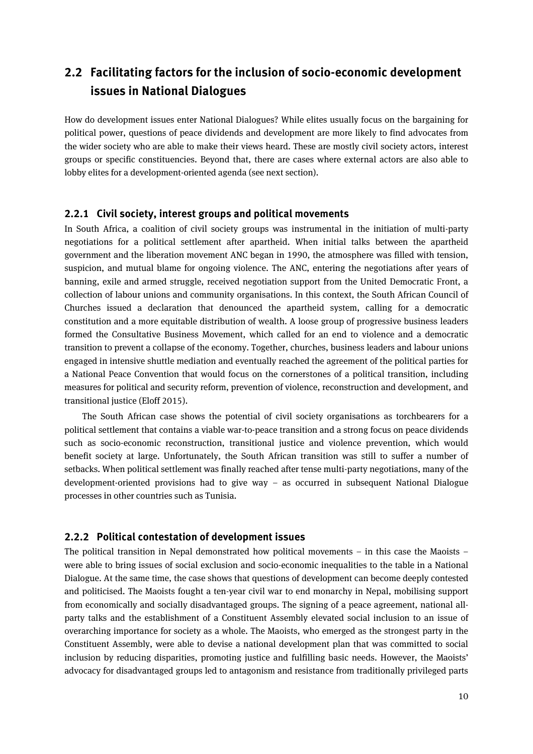## 2.2 Facilitating factors for the inclusion of socio-economic development issues in National Dialogues

How do development issues enter National Dialogues? While elites usually focus on the bargaining for political power, questions of peace dividends and development are more likely to find advocates from the wider society who are able to make their views heard. These are mostly civil society actors, interest groups or specific constituencies. Beyond that, there are cases where external actors are also able to lobby elites for a development-oriented agenda (see next section).

### 2.2.1 Civil society, interest groups and political movements

In South Africa, a coalition of civil society groups was instrumental in the initiation of multi-party negotiations for a political settlement after apartheid. When initial talks between the apartheid government and the liberation movement ANC began in 1990, the atmosphere was filled with tension, suspicion, and mutual blame for ongoing violence. The ANC, entering the negotiations after years of banning, exile and armed struggle, received negotiation support from the United Democratic Front, a collection of labour unions and community organisations. In this context, the South African Council of Churches issued a declaration that denounced the apartheid system, calling for a democratic constitution and a more equitable distribution of wealth. A loose group of progressive business leaders formed the Consultative Business Movement, which called for an end to violence and a democratic transition to prevent a collapse of the economy. Together, churches, business leaders and labour unions engaged in intensive shuttle mediation and eventually reached the agreement of the political parties for a National Peace Convention that would focus on the cornerstones of a political transition, including measures for political and security reform, prevention of violence, reconstruction and development, and transitional justice (Eloff 2015).

The South African case shows the potential of civil society organisations as torchbearers for a political settlement that contains a viable war-to-peace transition and a strong focus on peace dividends such as socio-economic reconstruction, transitional justice and violence prevention, which would benefit society at large. Unfortunately, the South African transition was still to suffer a number of setbacks. When political settlement was finally reached after tense multi-party negotiations, many of the development-oriented provisions had to give way – as occurred in subsequent National Dialogue processes in other countries such as Tunisia.

### 2.2.2 Political contestation of development issues

The political transition in Nepal demonstrated how political movements – in this case the Maoists – were able to bring issues of social exclusion and socio-economic inequalities to the table in a National Dialogue. At the same time, the case shows that questions of development can become deeply contested and politicised. The Maoists fought a ten-year civil war to end monarchy in Nepal, mobilising support from economically and socially disadvantaged groups. The signing of a peace agreement, national all-party talks and the establishment of a Constituent Assembly elevated social inclusion to an issue of overarching importance for society as a whole. The Maoists, who emerged as the strongest party in the Constituent Assembly, were able to devise a national development plan that was committed to social inclusion by reducing disparities, promoting justice and fulfilling basic needs. However, the Maoists' advocacy for disadvantaged groups led to antagonism and resistance from traditionally privileged parts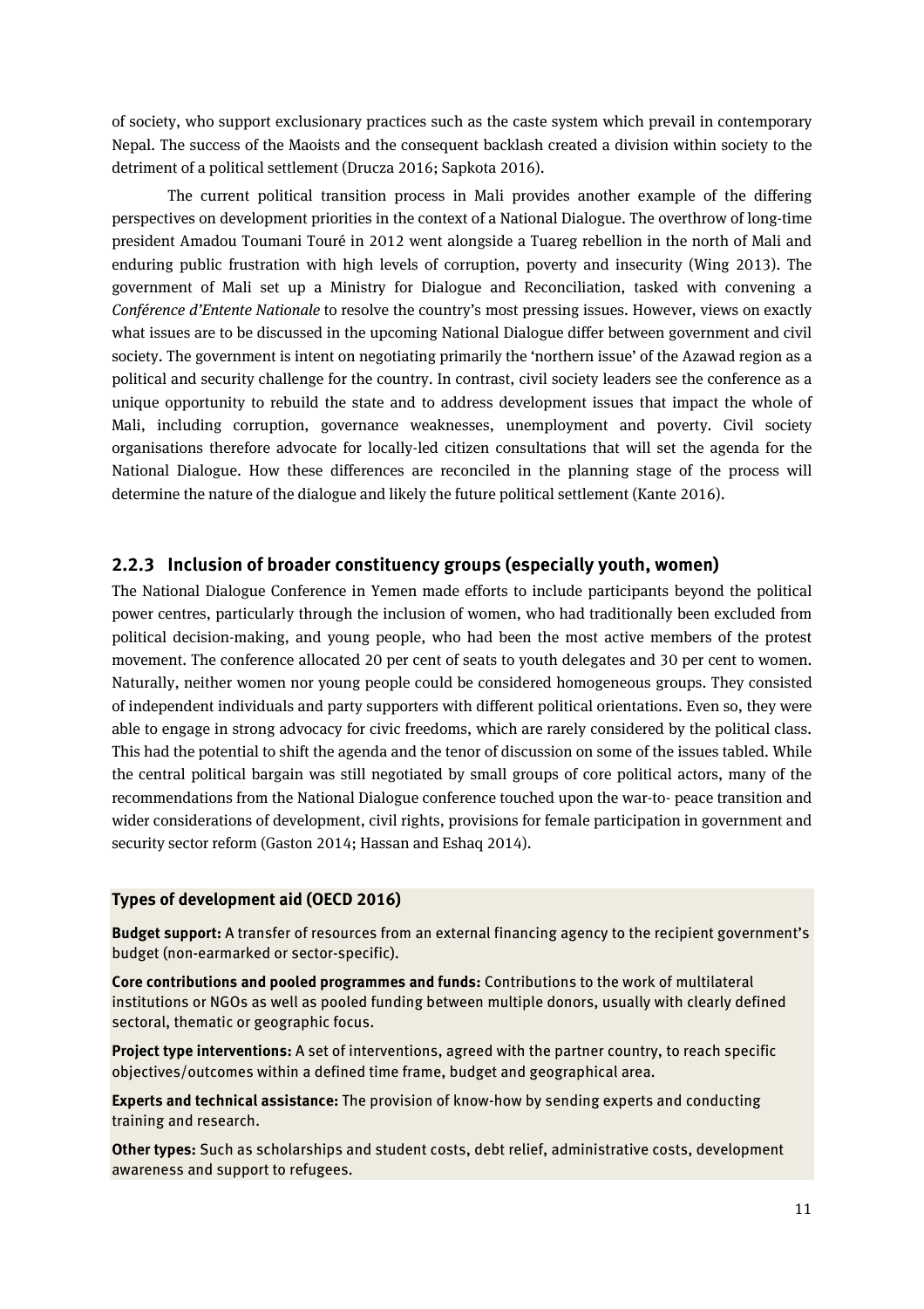of society, who support exclusionary practices such as the caste system which prevail in contemporary Nepal. The success of the Maoists and the consequent backlash created a division within society to the detriment of a political settlement (Drucza 2016; Sapkota 2016).

The current political transition process in Mali provides another example of the differing perspectives on development priorities in the context of a National Dialogue. The overthrow of long-time president Amadou Toumani Touré in 2012 went alongside a Tuareg rebellion in the north of Mali and enduring public frustration with high levels of corruption, poverty and insecurity (Wing 2013). The government of Mali set up a Ministry for Dialogue and Reconciliation, tasked with convening a *Conférence d'Entente Nationale* to resolve the country's most pressing issues. However, views on exactly what issues are to be discussed in the upcoming National Dialogue differ between government and civil society. The government is intent on negotiating primarily the 'northern issue' of the Azawad region as a political and security challenge for the country. In contrast, civil society leaders see the conference as a unique opportunity to rebuild the state and to address development issues that impact the whole of Mali, including corruption, governance weaknesses, unemployment and poverty. Civil society organisations therefore advocate for locally-led citizen consultations that will set the agenda for the National Dialogue. How these differences are reconciled in the planning stage of the process will determine the nature of the dialogue and likely the future political settlement (Kante 2016).

### 2.2.3 Inclusion of broader constituency groups (especially youth, women)

The National Dialogue Conference in Yemen made efforts to include participants beyond the political power centres, particularly through the inclusion of women, who had traditionally been excluded from political decision-making, and young people, who had been the most active members of the protest movement. The conference allocated 20 per cent of seats to youth delegates and 30 per cent to women. Naturally, neither women nor young people could be considered homogeneous groups. They consisted of independent individuals and party supporters with different political orientations. Even so, they were able to engage in strong advocacy for civic freedoms, which are rarely considered by the political class. This had the potential to shift the agenda and the tenor of discussion on some of the issues tabled. While the central political bargain was still negotiated by small groups of core political actors, many of the recommendations from the National Dialogue conference touched upon the war-to- peace transition and wider considerations of development, civil rights, provisions for female participation in government and security sector reform (Gaston 2014; Hassan and Eshaq 2014).

**Types of development aid (OECD 2016)**

**Budget support:** A transfer of resources from an external financing agency to the recipient government's budget (non-earmarked or sector-specific).

**Core contributions and pooled programmes and funds:** Contributions to the work of multilateral institutions or NGOs as well as pooled funding between multiple donors, usually with clearly defined sectoral, thematic or geographic focus.

**Project type interventions:** A set of interventions, agreed with the partner country, to reach specific objectives/outcomes within a defined time frame, budget and geographical area.

**Experts and technical assistance:** The provision of know-how by sending experts and conducting training and research.

**Other types:** Such as scholarships and student costs, debt relief, administrative costs, development awareness and support to refugees.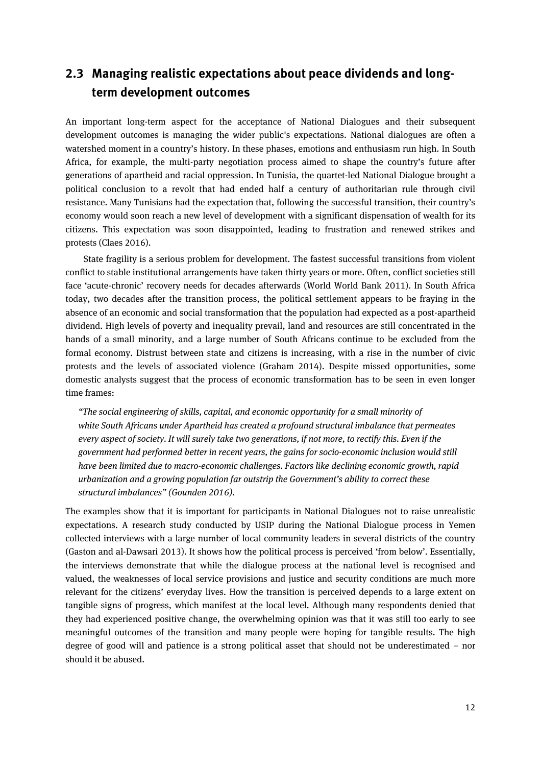## 2.3 Managing realistic expectations about peace dividends and long-term development outcomes

An important long-term aspect for the acceptance of National Dialogues and their subsequent development outcomes is managing the wider public's expectations. National dialogues are often a watershed moment in a country's history. In these phases, emotions and enthusiasm run high. In South Africa, for example, the multi-party negotiation process aimed to shape the country's future after generations of apartheid and racial oppression. In Tunisia, the quartet-led National Dialogue brought a political conclusion to a revolt that had ended half a century of authoritarian rule through civil resistance. Many Tunisians had the expectation that, following the successful transition, their country's economy would soon reach a new level of development with a significant dispensation of wealth for its citizens. This expectation was soon disappointed, leading to frustration and renewed strikes and protests (Claes 2016).

State fragility is a serious problem for development. The fastest successful transitions from violent conflict to stable institutional arrangements have taken thirty years or more. Often, conflict societies still face 'acute-chronic' recovery needs for decades afterwards (World World Bank 2011). In South Africa today, two decades after the transition process, the political settlement appears to be fraying in the absence of an economic and social transformation that the population had expected as a post-apartheid dividend. High levels of poverty and inequality prevail, land and resources are still concentrated in the hands of a small minority, and a large number of South Africans continue to be excluded from the formal economy. Distrust between state and citizens is increasing, with a rise in the number of civic protests and the levels of associated violence (Graham 2014). Despite missed opportunities, some domestic analysts suggest that the process of economic transformation has to be seen in even longer time frames:

> *"The social engineering of skills, capital, and economic opportunity for a small minority of white South Africans under Apartheid has created a profound structural imbalance that permeates every aspect of society. It will surely take two generations, if not more, to rectify this. Even if the government had performed better in recent years, the gains for socio-economic inclusion would still have been limited due to macro-economic challenges. Factors like declining economic growth, rapid urbanization and a growing population far outstrip the Government's ability to correct these structural imbalances" (Gounden 2016).*

The examples show that it is important for participants in National Dialogues not to raise unrealistic expectations. A research study conducted by USIP during the National Dialogue process in Yemen collected interviews with a large number of local community leaders in several districts of the country (Gaston and al-Dawsari 2013). It shows how the political process is perceived 'from below'. Essentially, the interviews demonstrate that while the dialogue process at the national level is recognised and valued, the weaknesses of local service provisions and justice and security conditions are much more relevant for the citizens' everyday lives. How the transition is perceived depends to a large extent on tangible signs of progress, which manifest at the local level. Although many respondents denied that they had experienced positive change, the overwhelming opinion was that it was still too early to see meaningful outcomes of the transition and many people were hoping for tangible results. The high degree of good will and patience is a strong political asset that should not be underestimated – nor should it be abused.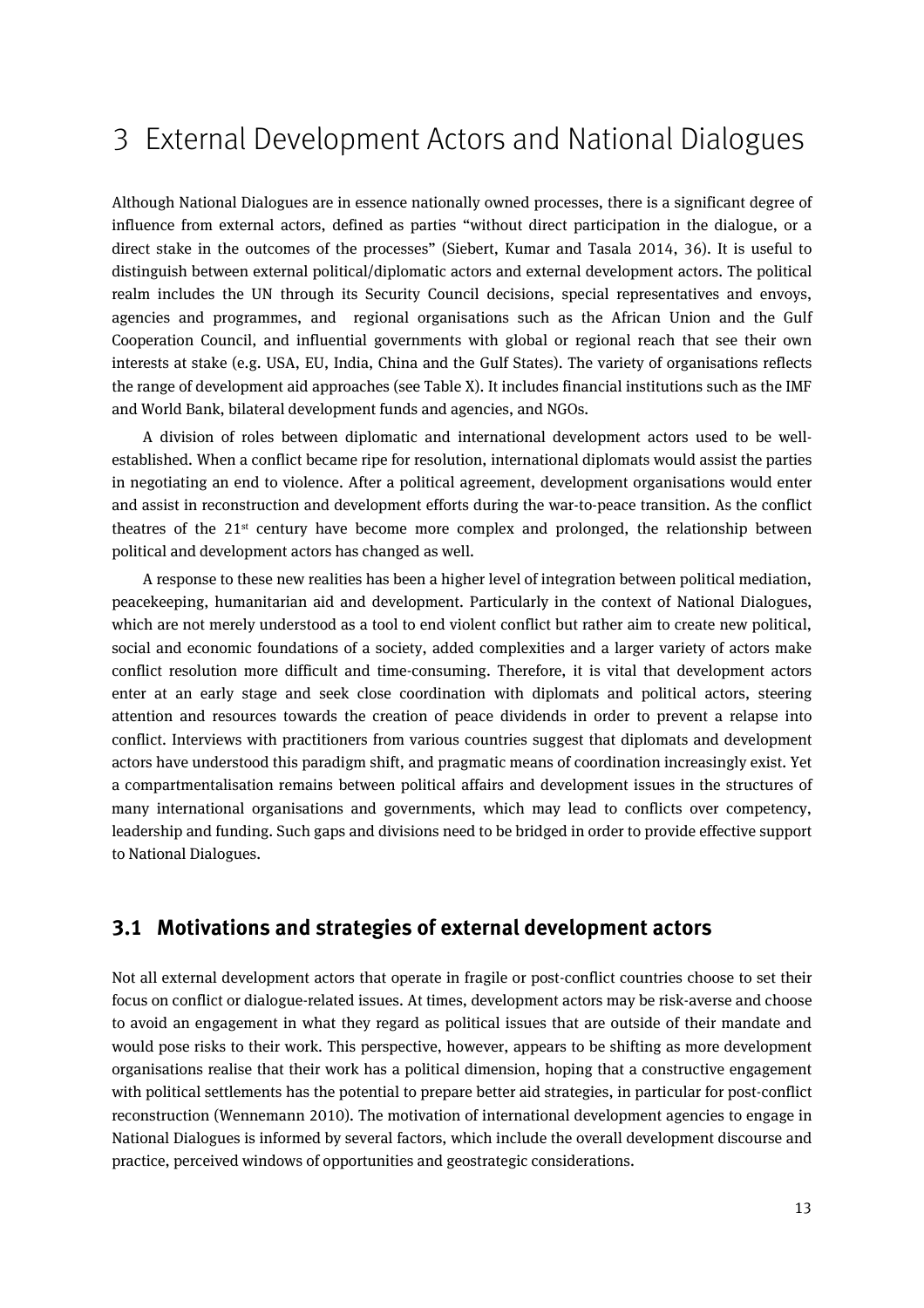# 3 External Development Actors and National Dialogues

Although National Dialogues are in essence nationally owned processes, there is a significant degree of influence from external actors, defined as parties "without direct participation in the dialogue, or a direct stake in the outcomes of the processes" (Siebert, Kumar and Tasala 2014, 36). It is useful to distinguish between external political/diplomatic actors and external development actors. The political realm includes the UN through its Security Council decisions, special representatives and envoys, agencies and programmes, and regional organisations such as the African Union and the Gulf Cooperation Council, and influential governments with global or regional reach that see their own interests at stake (e.g. USA, EU, India, China and the Gulf States). The variety of organisations reflects the range of development aid approaches (see Table X). It includes financial institutions such as the IMF and World Bank, bilateral development funds and agencies, and NGOs.

A division of roles between diplomatic and international development actors used to be well-established. When a conflict became ripe for resolution, international diplomats would assist the parties in negotiating an end to violence. After a political agreement, development organisations would enter and assist in reconstruction and development efforts during the war-to-peace transition. As the conflict theatres of the 21st century have become more complex and prolonged, the relationship between political and development actors has changed as well.

A response to these new realities has been a higher level of integration between political mediation, peacekeeping, humanitarian aid and development. Particularly in the context of National Dialogues, which are not merely understood as a tool to end violent conflict but rather aim to create new political, social and economic foundations of a society, added complexities and a larger variety of actors make conflict resolution more difficult and time-consuming. Therefore, it is vital that development actors enter at an early stage and seek close coordination with diplomats and political actors, steering attention and resources towards the creation of peace dividends in order to prevent a relapse into conflict. Interviews with practitioners from various countries suggest that diplomats and development actors have understood this paradigm shift, and pragmatic means of coordination increasingly exist. Yet a compartmentalisation remains between political affairs and development issues in the structures of many international organisations and governments, which may lead to conflicts over competency, leadership and funding. Such gaps and divisions need to be bridged in order to provide effective support to National Dialogues.

## 3.1 Motivations and strategies of external development actors

Not all external development actors that operate in fragile or post-conflict countries choose to set their focus on conflict or dialogue-related issues. At times, development actors may be risk-averse and choose to avoid an engagement in what they regard as political issues that are outside of their mandate and would pose risks to their work. This perspective, however, appears to be shifting as more development organisations realise that their work has a political dimension, hoping that a constructive engagement with political settlements has the potential to prepare better aid strategies, in particular for post-conflict reconstruction (Wennemann 2010). The motivation of international development agencies to engage in National Dialogues is informed by several factors, which include the overall development discourse and practice, perceived windows of opportunities and geostrategic considerations.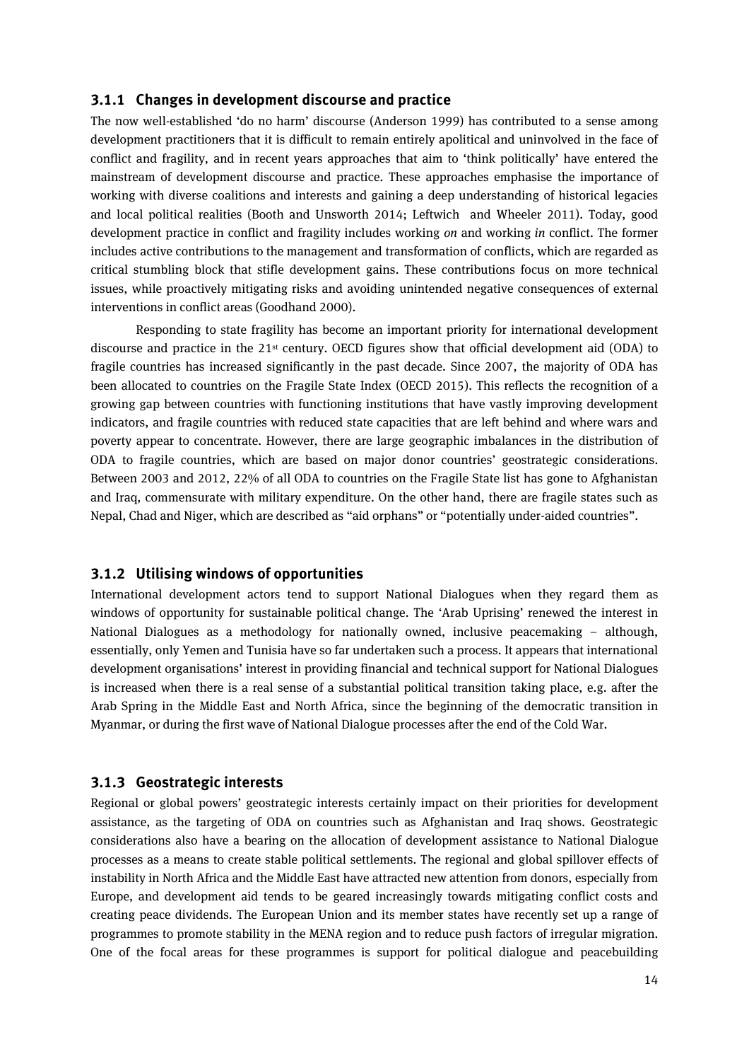### 3.1.1 Changes in development discourse and practice

The now well-established 'do no harm' discourse (Anderson 1999) has contributed to a sense among development practitioners that it is difficult to remain entirely apolitical and uninvolved in the face of conflict and fragility, and in recent years approaches that aim to 'think politically' have entered the mainstream of development discourse and practice. These approaches emphasise the importance of working with diverse coalitions and interests and gaining a deep understanding of historical legacies and local political realities (Booth and Unsworth 2014; Leftwich and Wheeler 2011). Today, good development practice in conflict and fragility includes working *on* and working *in* conflict. The former includes active contributions to the management and transformation of conflicts, which are regarded as critical stumbling block that stifle development gains. These contributions focus on more technical issues, while proactively mitigating risks and avoiding unintended negative consequences of external interventions in conflict areas (Goodhand 2000).

Responding to state fragility has become an important priority for international development discourse and practice in the 21st century. OECD figures show that official development aid (ODA) to fragile countries has increased significantly in the past decade. Since 2007, the majority of ODA has been allocated to countries on the Fragile State Index (OECD 2015). This reflects the recognition of a growing gap between countries with functioning institutions that have vastly improving development indicators, and fragile countries with reduced state capacities that are left behind and where wars and poverty appear to concentrate. However, there are large geographic imbalances in the distribution of ODA to fragile countries, which are based on major donor countries' geostrategic considerations. Between 2003 and 2012, 22% of all ODA to countries on the Fragile State list has gone to Afghanistan and Iraq, commensurate with military expenditure. On the other hand, there are fragile states such as Nepal, Chad and Niger, which are described as "aid orphans" or "potentially under-aided countries".

### 3.1.2 Utilising windows of opportunities

International development actors tend to support National Dialogues when they regard them as windows of opportunity for sustainable political change. The 'Arab Uprising' renewed the interest in National Dialogues as a methodology for nationally owned, inclusive peacemaking – although, essentially, only Yemen and Tunisia have so far undertaken such a process. It appears that international development organisations' interest in providing financial and technical support for National Dialogues is increased when there is a real sense of a substantial political transition taking place, e.g. after the Arab Spring in the Middle East and North Africa, since the beginning of the democratic transition in Myanmar, or during the first wave of National Dialogue processes after the end of the Cold War.

### 3.1.3 Geostrategic interests

Regional or global powers' geostrategic interests certainly impact on their priorities for development assistance, as the targeting of ODA on countries such as Afghanistan and Iraq shows. Geostrategic considerations also have a bearing on the allocation of development assistance to National Dialogue processes as a means to create stable political settlements. The regional and global spillover effects of instability in North Africa and the Middle East have attracted new attention from donors, especially from Europe, and development aid tends to be geared increasingly towards mitigating conflict costs and creating peace dividends. The European Union and its member states have recently set up a range of programmes to promote stability in the MENA region and to reduce push factors of irregular migration. One of the focal areas for these programmes is support for political dialogue and peacebuilding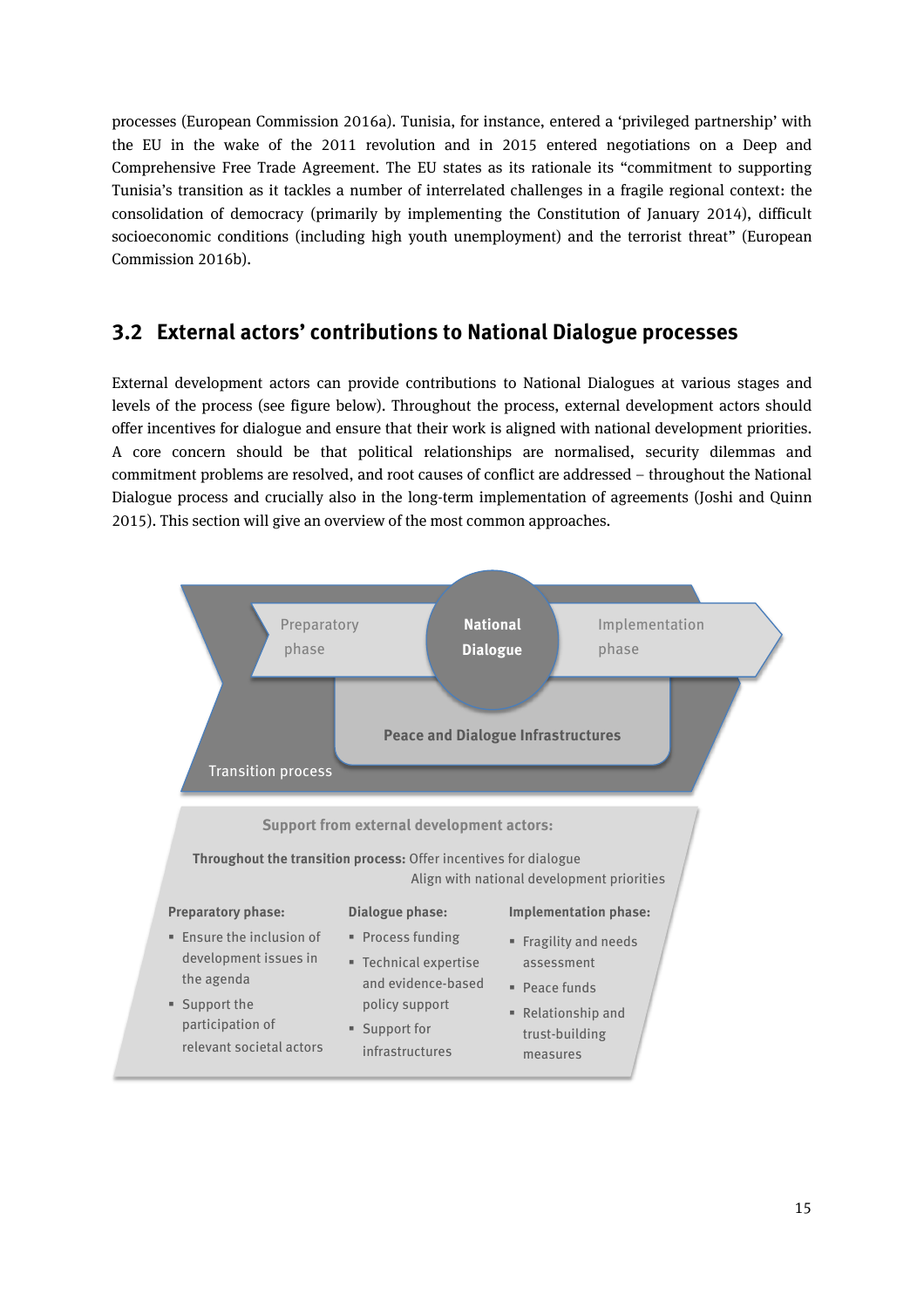processes (European Commission 2016a). Tunisia, for instance, entered a 'privileged partnership' with the EU in the wake of the 2011 revolution and in 2015 entered negotiations on a Deep and Comprehensive Free Trade Agreement. The EU states as its rationale its "commitment to supporting Tunisia's transition as it tackles a number of interrelated challenges in a fragile regional context: the consolidation of democracy (primarily by implementing the Constitution of January 2014), difficult socioeconomic conditions (including high youth unemployment) and the terrorist threat" (European Commission 2016b).

## 3.2 External actors' contributions to National Dialogue processes

External development actors can provide contributions to National Dialogues at various stages and levels of the process (see figure below). Throughout the process, external development actors should offer incentives for dialogue and ensure that their work is aligned with national development priorities. A core concern should be that political relationships are normalised, security dilemmas and commitment problems are resolved, and root causes of conflict are addressed – throughout the National Dialogue process and crucially also in the long-term implementation of agreements (Joshi and Quinn 2015). This section will give an overview of the most common approaches.

Preparatory phase → **National Dialogue** → Implementation phase

**Peace and Dialogue Infrastructures**

Transition process

**Support from external development actors:**

**Throughout the transition process:** Offer incentives for dialogue; Align with national development priorities

**Preparatory phase:**

- Ensure the inclusion of development issues in the agenda
- Support the participation of relevant societal actors

**Dialogue phase:**

- Process funding
- Technical expertise and evidence-based policy support
- Support for infrastructures

**Implementation phase:**

- Fragility and needs assessment
- Peace funds
- Relationship and trust-building measures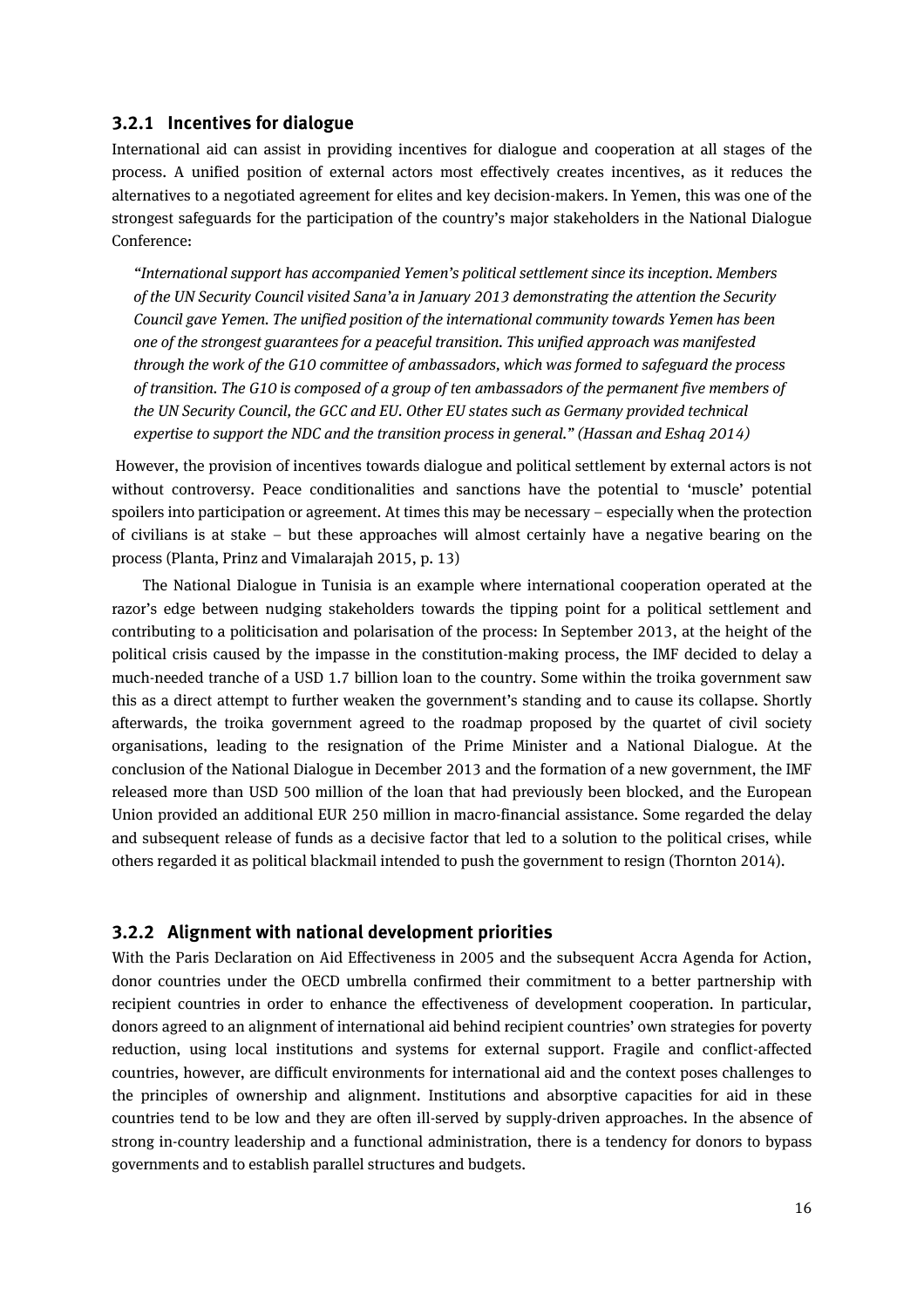### 3.2.1 Incentives for dialogue

International aid can assist in providing incentives for dialogue and cooperation at all stages of the process. A unified position of external actors most effectively creates incentives, as it reduces the alternatives to a negotiated agreement for elites and key decision-makers. In Yemen, this was one of the strongest safeguards for the participation of the country's major stakeholders in the National Dialogue Conference:

> *"International support has accompanied Yemen's political settlement since its inception. Members of the UN Security Council visited Sana'a in January 2013 demonstrating the attention the Security Council gave Yemen. The unified position of the international community towards Yemen has been one of the strongest guarantees for a peaceful transition. This unified approach was manifested through the work of the G10 committee of ambassadors, which was formed to safeguard the process of transition. The G10 is composed of a group of ten ambassadors of the permanent five members of the UN Security Council, the GCC and EU. Other EU states such as Germany provided technical expertise to support the NDC and the transition process in general." (Hassan and Eshaq 2014)*

However, the provision of incentives towards dialogue and political settlement by external actors is not without controversy. Peace conditionalities and sanctions have the potential to 'muscle' potential spoilers into participation or agreement. At times this may be necessary – especially when the protection of civilians is at stake – but these approaches will almost certainly have a negative bearing on the process (Planta, Prinz and Vimalarajah 2015, p. 13)

The National Dialogue in Tunisia is an example where international cooperation operated at the razor's edge between nudging stakeholders towards the tipping point for a political settlement and contributing to a politicisation and polarisation of the process: In September 2013, at the height of the political crisis caused by the impasse in the constitution-making process, the IMF decided to delay a much-needed tranche of a USD 1.7 billion loan to the country. Some within the troika government saw this as a direct attempt to further weaken the government's standing and to cause its collapse. Shortly afterwards, the troika government agreed to the roadmap proposed by the quartet of civil society organisations, leading to the resignation of the Prime Minister and a National Dialogue. At the conclusion of the National Dialogue in December 2013 and the formation of a new government, the IMF released more than USD 500 million of the loan that had previously been blocked, and the European Union provided an additional EUR 250 million in macro-financial assistance. Some regarded the delay and subsequent release of funds as a decisive factor that led to a solution to the political crises, while others regarded it as political blackmail intended to push the government to resign (Thornton 2014).

### 3.2.2 Alignment with national development priorities

With the Paris Declaration on Aid Effectiveness in 2005 and the subsequent Accra Agenda for Action, donor countries under the OECD umbrella confirmed their commitment to a better partnership with recipient countries in order to enhance the effectiveness of development cooperation. In particular, donors agreed to an alignment of international aid behind recipient countries' own strategies for poverty reduction, using local institutions and systems for external support. Fragile and conflict-affected countries, however, are difficult environments for international aid and the context poses challenges to the principles of ownership and alignment. Institutions and absorptive capacities for aid in these countries tend to be low and they are often ill-served by supply-driven approaches. In the absence of strong in-country leadership and a functional administration, there is a tendency for donors to bypass governments and to establish parallel structures and budgets.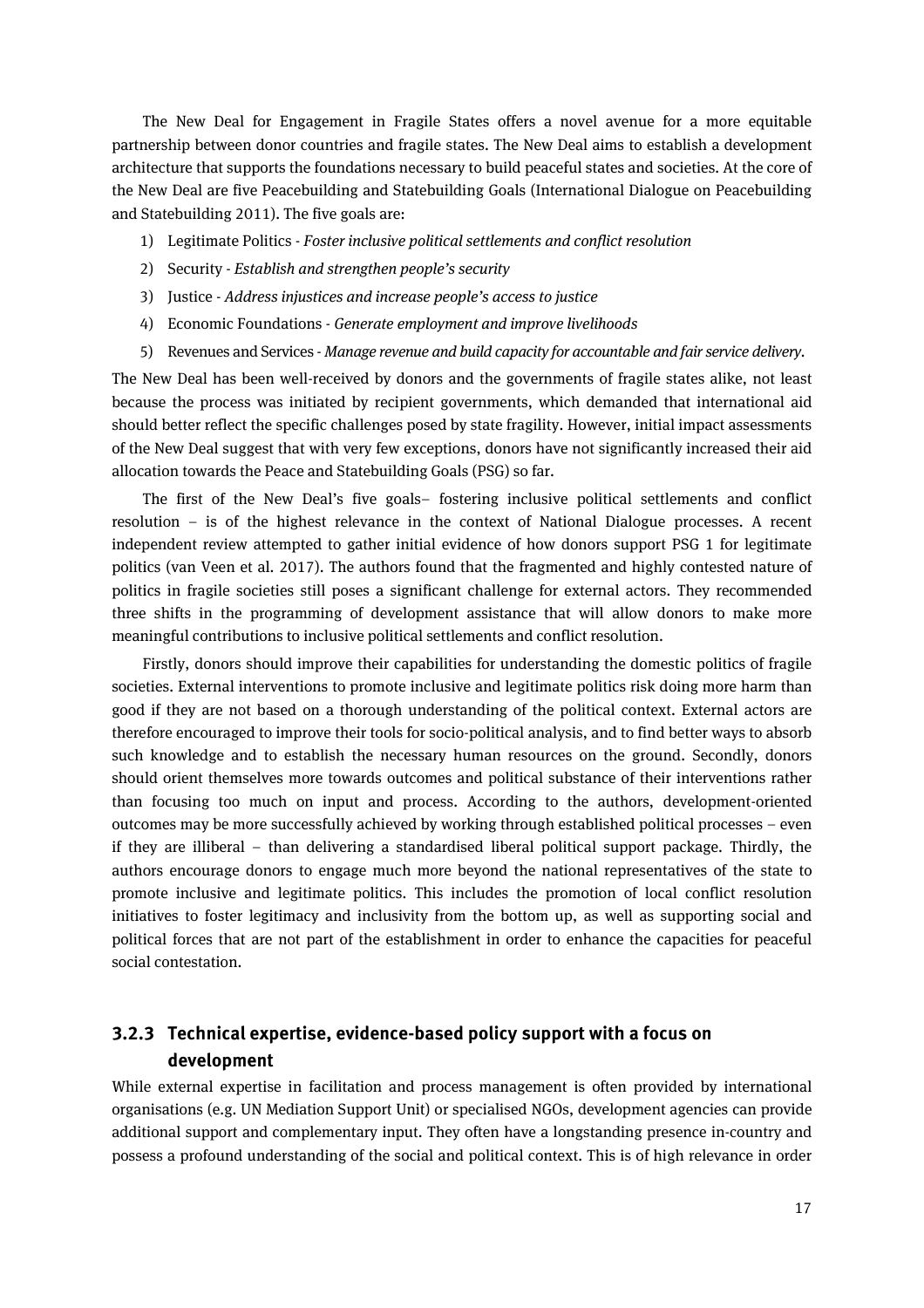The New Deal for Engagement in Fragile States offers a novel avenue for a more equitable partnership between donor countries and fragile states. The New Deal aims to establish a development architecture that supports the foundations necessary to build peaceful states and societies. At the core of the New Deal are five Peacebuilding and Statebuilding Goals (International Dialogue on Peacebuilding and Statebuilding 2011). The five goals are:

1) Legitimate Politics - *Foster inclusive political settlements and conflict resolution*
2) Security - *Establish and strengthen people's security*
3) Justice - *Address injustices and increase people's access to justice*
4) Economic Foundations - *Generate employment and improve livelihoods*
5) Revenues and Services - *Manage revenue and build capacity for accountable and fair service delivery.*

The New Deal has been well-received by donors and the governments of fragile states alike, not least because the process was initiated by recipient governments, which demanded that international aid should better reflect the specific challenges posed by state fragility. However, initial impact assessments of the New Deal suggest that with very few exceptions, donors have not significantly increased their aid allocation towards the Peace and Statebuilding Goals (PSG) so far.

The first of the New Deal's five goals– fostering inclusive political settlements and conflict resolution – is of the highest relevance in the context of National Dialogue processes. A recent independent review attempted to gather initial evidence of how donors support PSG 1 for legitimate politics (van Veen et al. 2017). The authors found that the fragmented and highly contested nature of politics in fragile societies still poses a significant challenge for external actors. They recommended three shifts in the programming of development assistance that will allow donors to make more meaningful contributions to inclusive political settlements and conflict resolution.

Firstly, donors should improve their capabilities for understanding the domestic politics of fragile societies. External interventions to promote inclusive and legitimate politics risk doing more harm than good if they are not based on a thorough understanding of the political context. External actors are therefore encouraged to improve their tools for socio-political analysis, and to find better ways to absorb such knowledge and to establish the necessary human resources on the ground. Secondly, donors should orient themselves more towards outcomes and political substance of their interventions rather than focusing too much on input and process. According to the authors, development-oriented outcomes may be more successfully achieved by working through established political processes – even if they are illiberal – than delivering a standardised liberal political support package. Thirdly, the authors encourage donors to engage much more beyond the national representatives of the state to promote inclusive and legitimate politics. This includes the promotion of local conflict resolution initiatives to foster legitimacy and inclusivity from the bottom up, as well as supporting social and political forces that are not part of the establishment in order to enhance the capacities for peaceful social contestation.

### 3.2.3 Technical expertise, evidence-based policy support with a focus on development

While external expertise in facilitation and process management is often provided by international organisations (e.g. UN Mediation Support Unit) or specialised NGOs, development agencies can provide additional support and complementary input. They often have a longstanding presence in-country and possess a profound understanding of the social and political context. This is of high relevance in order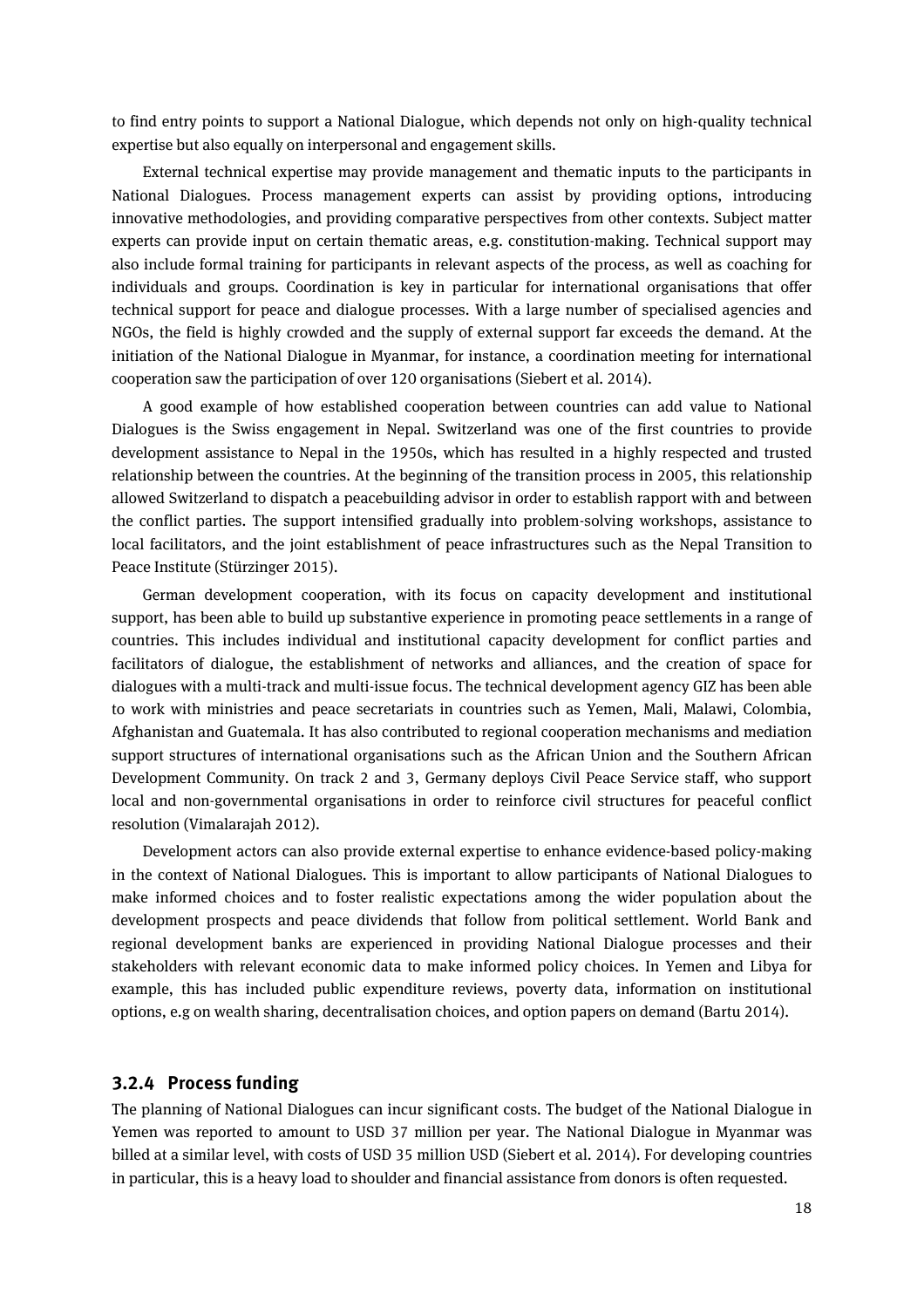to find entry points to support a National Dialogue, which depends not only on high-quality technical expertise but also equally on interpersonal and engagement skills.

External technical expertise may provide management and thematic inputs to the participants in National Dialogues. Process management experts can assist by providing options, introducing innovative methodologies, and providing comparative perspectives from other contexts. Subject matter experts can provide input on certain thematic areas, e.g. constitution-making. Technical support may also include formal training for participants in relevant aspects of the process, as well as coaching for individuals and groups. Coordination is key in particular for international organisations that offer technical support for peace and dialogue processes. With a large number of specialised agencies and NGOs, the field is highly crowded and the supply of external support far exceeds the demand. At the initiation of the National Dialogue in Myanmar, for instance, a coordination meeting for international cooperation saw the participation of over 120 organisations (Siebert et al. 2014).

A good example of how established cooperation between countries can add value to National Dialogues is the Swiss engagement in Nepal. Switzerland was one of the first countries to provide development assistance to Nepal in the 1950s, which has resulted in a highly respected and trusted relationship between the countries. At the beginning of the transition process in 2005, this relationship allowed Switzerland to dispatch a peacebuilding advisor in order to establish rapport with and between the conflict parties. The support intensified gradually into problem-solving workshops, assistance to local facilitators, and the joint establishment of peace infrastructures such as the Nepal Transition to Peace Institute (Stürzinger 2015).

German development cooperation, with its focus on capacity development and institutional support, has been able to build up substantive experience in promoting peace settlements in a range of countries. This includes individual and institutional capacity development for conflict parties and facilitators of dialogue, the establishment of networks and alliances, and the creation of space for dialogues with a multi-track and multi-issue focus. The technical development agency GIZ has been able to work with ministries and peace secretariats in countries such as Yemen, Mali, Malawi, Colombia, Afghanistan and Guatemala. It has also contributed to regional cooperation mechanisms and mediation support structures of international organisations such as the African Union and the Southern African Development Community. On track 2 and 3, Germany deploys Civil Peace Service staff, who support local and non-governmental organisations in order to reinforce civil structures for peaceful conflict resolution (Vimalarajah 2012).

Development actors can also provide external expertise to enhance evidence-based policy-making in the context of National Dialogues. This is important to allow participants of National Dialogues to make informed choices and to foster realistic expectations among the wider population about the development prospects and peace dividends that follow from political settlement. World Bank and regional development banks are experienced in providing National Dialogue processes and their stakeholders with relevant economic data to make informed policy choices. In Yemen and Libya for example, this has included public expenditure reviews, poverty data, information on institutional options, e.g on wealth sharing, decentralisation choices, and option papers on demand (Bartu 2014).

### 3.2.4 Process funding

The planning of National Dialogues can incur significant costs. The budget of the National Dialogue in Yemen was reported to amount to USD 37 million per year. The National Dialogue in Myanmar was billed at a similar level, with costs of USD 35 million USD (Siebert et al. 2014). For developing countries in particular, this is a heavy load to shoulder and financial assistance from donors is often requested.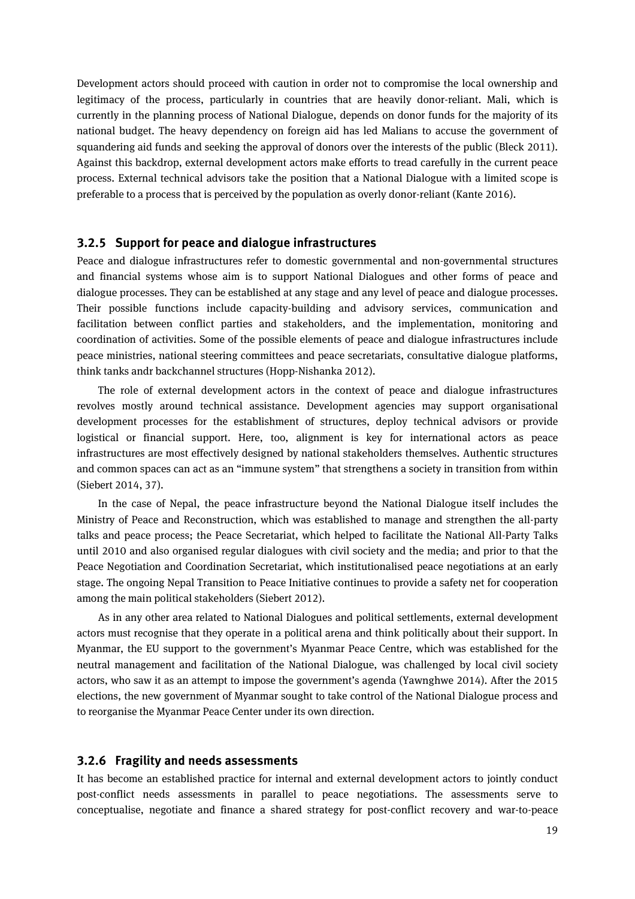Development actors should proceed with caution in order not to compromise the local ownership and legitimacy of the process, particularly in countries that are heavily donor-reliant. Mali, which is currently in the planning process of National Dialogue, depends on donor funds for the majority of its national budget. The heavy dependency on foreign aid has led Malians to accuse the government of squandering aid funds and seeking the approval of donors over the interests of the public (Bleck 2011). Against this backdrop, external development actors make efforts to tread carefully in the current peace process. External technical advisors take the position that a National Dialogue with a limited scope is preferable to a process that is perceived by the population as overly donor-reliant (Kante 2016).

### 3.2.5 Support for peace and dialogue infrastructures

Peace and dialogue infrastructures refer to domestic governmental and non-governmental structures and financial systems whose aim is to support National Dialogues and other forms of peace and dialogue processes. They can be established at any stage and any level of peace and dialogue processes. Their possible functions include capacity-building and advisory services, communication and facilitation between conflict parties and stakeholders, and the implementation, monitoring and coordination of activities. Some of the possible elements of peace and dialogue infrastructures include peace ministries, national steering committees and peace secretariats, consultative dialogue platforms, think tanks andr backchannel structures (Hopp-Nishanka 2012).

The role of external development actors in the context of peace and dialogue infrastructures revolves mostly around technical assistance. Development agencies may support organisational development processes for the establishment of structures, deploy technical advisors or provide logistical or financial support. Here, too, alignment is key for international actors as peace infrastructures are most effectively designed by national stakeholders themselves. Authentic structures and common spaces can act as an "immune system" that strengthens a society in transition from within (Siebert 2014, 37).

In the case of Nepal, the peace infrastructure beyond the National Dialogue itself includes the Ministry of Peace and Reconstruction, which was established to manage and strengthen the all-party talks and peace process; the Peace Secretariat, which helped to facilitate the National All-Party Talks until 2010 and also organised regular dialogues with civil society and the media; and prior to that the Peace Negotiation and Coordination Secretariat, which institutionalised peace negotiations at an early stage. The ongoing Nepal Transition to Peace Initiative continues to provide a safety net for cooperation among the main political stakeholders (Siebert 2012).

As in any other area related to National Dialogues and political settlements, external development actors must recognise that they operate in a political arena and think politically about their support. In Myanmar, the EU support to the government's Myanmar Peace Centre, which was established for the neutral management and facilitation of the National Dialogue, was challenged by local civil society actors, who saw it as an attempt to impose the government's agenda (Yawnghwe 2014). After the 2015 elections, the new government of Myanmar sought to take control of the National Dialogue process and to reorganise the Myanmar Peace Center under its own direction.

### 3.2.6 Fragility and needs assessments

It has become an established practice for internal and external development actors to jointly conduct post-conflict needs assessments in parallel to peace negotiations. The assessments serve to conceptualise, negotiate and finance a shared strategy for post-conflict recovery and war-to-peace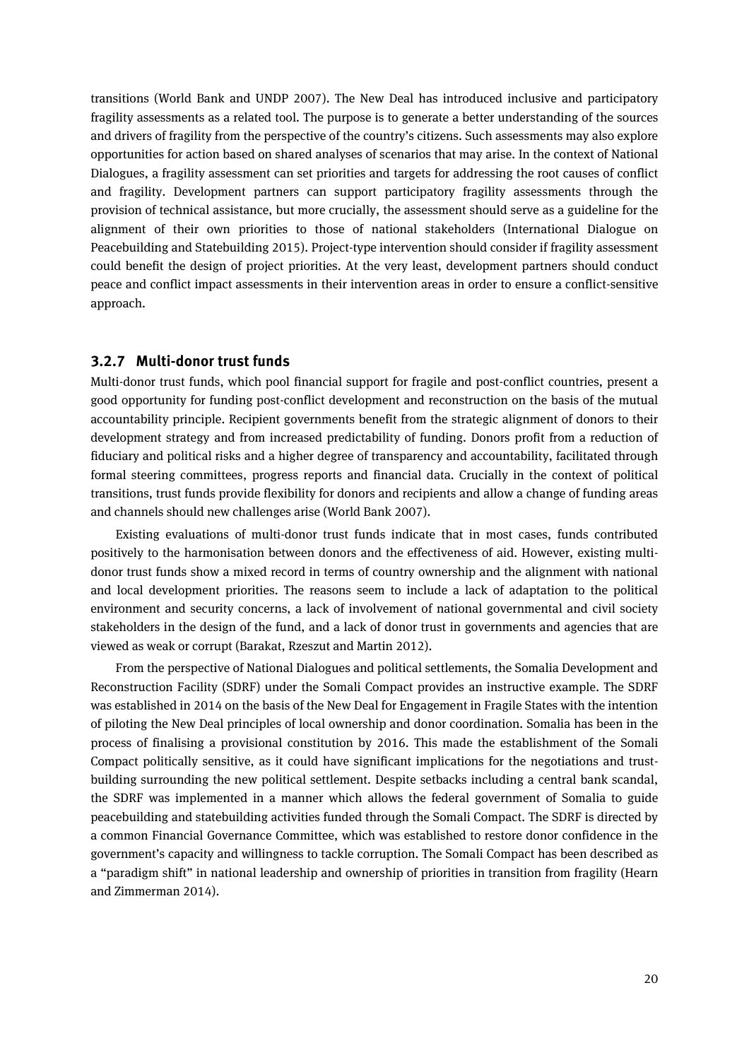transitions (World Bank and UNDP 2007). The New Deal has introduced inclusive and participatory fragility assessments as a related tool. The purpose is to generate a better understanding of the sources and drivers of fragility from the perspective of the country's citizens. Such assessments may also explore opportunities for action based on shared analyses of scenarios that may arise. In the context of National Dialogues, a fragility assessment can set priorities and targets for addressing the root causes of conflict and fragility. Development partners can support participatory fragility assessments through the provision of technical assistance, but more crucially, the assessment should serve as a guideline for the alignment of their own priorities to those of national stakeholders (International Dialogue on Peacebuilding and Statebuilding 2015). Project-type intervention should consider if fragility assessment could benefit the design of project priorities. At the very least, development partners should conduct peace and conflict impact assessments in their intervention areas in order to ensure a conflict-sensitive approach.

### 3.2.7 Multi-donor trust funds

Multi-donor trust funds, which pool financial support for fragile and post-conflict countries, present a good opportunity for funding post-conflict development and reconstruction on the basis of the mutual accountability principle. Recipient governments benefit from the strategic alignment of donors to their development strategy and from increased predictability of funding. Donors profit from a reduction of fiduciary and political risks and a higher degree of transparency and accountability, facilitated through formal steering committees, progress reports and financial data. Crucially in the context of political transitions, trust funds provide flexibility for donors and recipients and allow a change of funding areas and channels should new challenges arise (World Bank 2007).

Existing evaluations of multi-donor trust funds indicate that in most cases, funds contributed positively to the harmonisation between donors and the effectiveness of aid. However, existing multi-donor trust funds show a mixed record in terms of country ownership and the alignment with national and local development priorities. The reasons seem to include a lack of adaptation to the political environment and security concerns, a lack of involvement of national governmental and civil society stakeholders in the design of the fund, and a lack of donor trust in governments and agencies that are viewed as weak or corrupt (Barakat, Rzeszut and Martin 2012).

From the perspective of National Dialogues and political settlements, the Somalia Development and Reconstruction Facility (SDRF) under the Somali Compact provides an instructive example. The SDRF was established in 2014 on the basis of the New Deal for Engagement in Fragile States with the intention of piloting the New Deal principles of local ownership and donor coordination. Somalia has been in the process of finalising a provisional constitution by 2016. This made the establishment of the Somali Compact politically sensitive, as it could have significant implications for the negotiations and trust-building surrounding the new political settlement. Despite setbacks including a central bank scandal, the SDRF was implemented in a manner which allows the federal government of Somalia to guide peacebuilding and statebuilding activities funded through the Somali Compact. The SDRF is directed by a common Financial Governance Committee, which was established to restore donor confidence in the government's capacity and willingness to tackle corruption. The Somali Compact has been described as a "paradigm shift" in national leadership and ownership of priorities in transition from fragility (Hearn and Zimmerman 2014).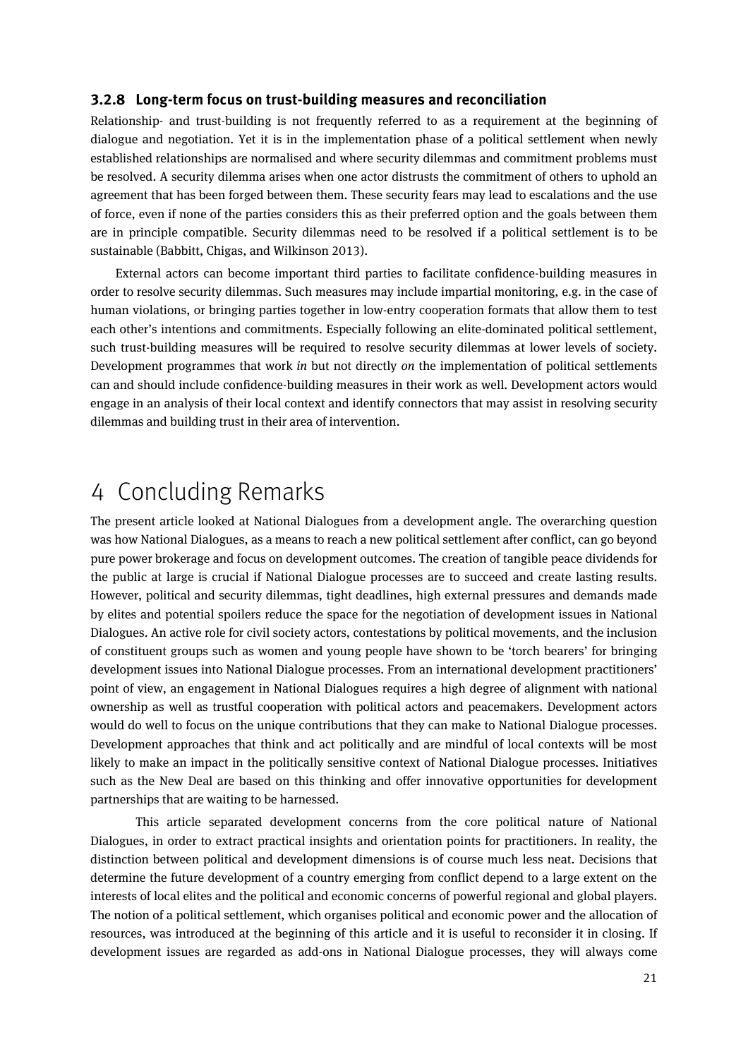### 3.2.8 Long-term focus on trust-building measures and reconciliation

Relationship- and trust-building is not frequently referred to as a requirement at the beginning of dialogue and negotiation. Yet it is in the implementation phase of a political settlement when newly established relationships are normalised and where security dilemmas and commitment problems must be resolved. A security dilemma arises when one actor distrusts the commitment of others to uphold an agreement that has been forged between them. These security fears may lead to escalations and the use of force, even if none of the parties considers this as their preferred option and the goals between them are in principle compatible. Security dilemmas need to be resolved if a political settlement is to be sustainable (Babbitt, Chigas, and Wilkinson 2013).

External actors can become important third parties to facilitate confidence-building measures in order to resolve security dilemmas. Such measures may include impartial monitoring, e.g. in the case of human violations, or bringing parties together in low-entry cooperation formats that allow them to test each other's intentions and commitments. Especially following an elite-dominated political settlement, such trust-building measures will be required to resolve security dilemmas at lower levels of society. Development programmes that work *in* but not directly *on* the implementation of political settlements can and should include confidence-building measures in their work as well. Development actors would engage in an analysis of their local context and identify connectors that may assist in resolving security dilemmas and building trust in their area of intervention.

# 4 Concluding Remarks

The present article looked at National Dialogues from a development angle. The overarching question was how National Dialogues, as a means to reach a new political settlement after conflict, can go beyond pure power brokerage and focus on development outcomes. The creation of tangible peace dividends for the public at large is crucial if National Dialogue processes are to succeed and create lasting results. However, political and security dilemmas, tight deadlines, high external pressures and demands made by elites and potential spoilers reduce the space for the negotiation of development issues in National Dialogues. An active role for civil society actors, contestations by political movements, and the inclusion of constituent groups such as women and young people have shown to be 'torch bearers' for bringing development issues into National Dialogue processes. From an international development practitioners' point of view, an engagement in National Dialogues requires a high degree of alignment with national ownership as well as trustful cooperation with political actors and peacemakers. Development actors would do well to focus on the unique contributions that they can make to National Dialogue processes. Development approaches that think and act politically and are mindful of local contexts will be most likely to make an impact in the politically sensitive context of National Dialogue processes. Initiatives such as the New Deal are based on this thinking and offer innovative opportunities for development partnerships that are waiting to be harnessed.

This article separated development concerns from the core political nature of National Dialogues, in order to extract practical insights and orientation points for practitioners. In reality, the distinction between political and development dimensions is of course much less neat. Decisions that determine the future development of a country emerging from conflict depend to a large extent on the interests of local elites and the political and economic concerns of powerful regional and global players. The notion of a political settlement, which organises political and economic power and the allocation of resources, was introduced at the beginning of this article and it is useful to reconsider it in closing. If development issues are regarded as add-ons in National Dialogue processes, they will always come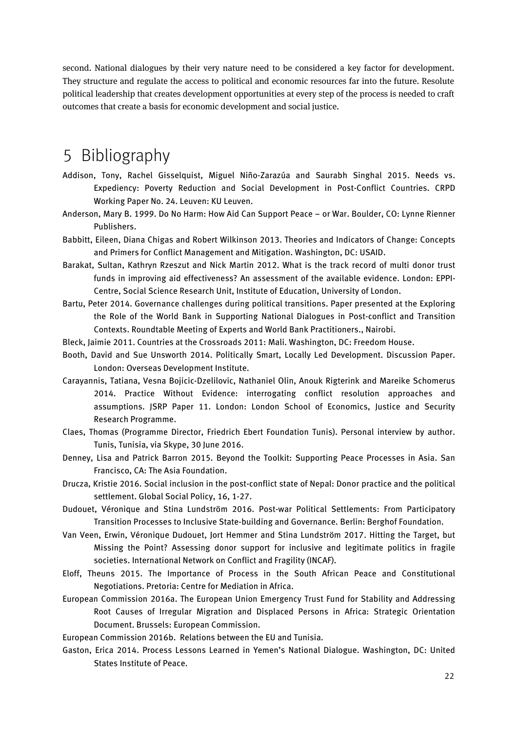second. National dialogues by their very nature need to be considered a key factor for development. They structure and regulate the access to political and economic resources far into the future. Resolute political leadership that creates development opportunities at every step of the process is needed to craft outcomes that create a basis for economic development and social justice.

# 5 Bibliography

Addison, Tony, Rachel Gisselquist, Miguel Niño-Zarazúa and Saurabh Singhal 2015. Needs vs. Expediency: Poverty Reduction and Social Development in Post-Conflict Countries. CRPD Working Paper No. 24. Leuven: KU Leuven.

Anderson, Mary B. 1999. Do No Harm: How Aid Can Support Peace – or War. Boulder, CO: Lynne Rienner Publishers.

Babbitt, Eileen, Diana Chigas and Robert Wilkinson 2013. Theories and Indicators of Change: Concepts and Primers for Conflict Management and Mitigation. Washington, DC: USAID.

Barakat, Sultan, Kathryn Rzeszut and Nick Martin 2012. What is the track record of multi donor trust funds in improving aid effectiveness? An assessment of the available evidence. London: EPPI-Centre, Social Science Research Unit, Institute of Education, University of London.

Bartu, Peter 2014. Governance challenges during political transitions. Paper presented at the Exploring the Role of the World Bank in Supporting National Dialogues in Post-conflict and Transition Contexts. Roundtable Meeting of Experts and World Bank Practitioners., Nairobi.

Bleck, Jaimie 2011. Countries at the Crossroads 2011: Mali. Washington, DC: Freedom House.

Booth, David and Sue Unsworth 2014. Politically Smart, Locally Led Development. Discussion Paper. London: Overseas Development Institute.

Carayannis, Tatiana, Vesna Bojicic-Dzelilovic, Nathaniel Olin, Anouk Rigterink and Mareike Schomerus 2014. Practice Without Evidence: interrogating conflict resolution approaches and assumptions. JSRP Paper 11. London: London School of Economics, Justice and Security Research Programme.

Claes, Thomas (Programme Director, Friedrich Ebert Foundation Tunis). Personal interview by author. Tunis, Tunisia, via Skype, 30 June 2016.

Denney, Lisa and Patrick Barron 2015. Beyond the Toolkit: Supporting Peace Processes in Asia. San Francisco, CA: The Asia Foundation.

Drucza, Kristie 2016. Social inclusion in the post-conflict state of Nepal: Donor practice and the political settlement. Global Social Policy, 16, 1-27.

Dudouet, Véronique and Stina Lundström 2016. Post-war Political Settlements: From Participatory Transition Processes to Inclusive State-building and Governance. Berlin: Berghof Foundation.

Van Veen, Erwin, Véronique Dudouet, Jort Hemmer and Stina Lundström 2017. Hitting the Target, but Missing the Point? Assessing donor support for inclusive and legitimate politics in fragile societies. International Network on Conflict and Fragility (INCAF).

Eloff, Theuns 2015. The Importance of Process in the South African Peace and Constitutional Negotiations. Pretoria: Centre for Mediation in Africa.

European Commission 2016a. The European Union Emergency Trust Fund for Stability and Addressing Root Causes of Irregular Migration and Displaced Persons in Africa: Strategic Orientation Document. Brussels: European Commission.

European Commission 2016b. Relations between the EU and Tunisia.

Gaston, Erica 2014. Process Lessons Learned in Yemen's National Dialogue. Washington, DC: United States Institute of Peace.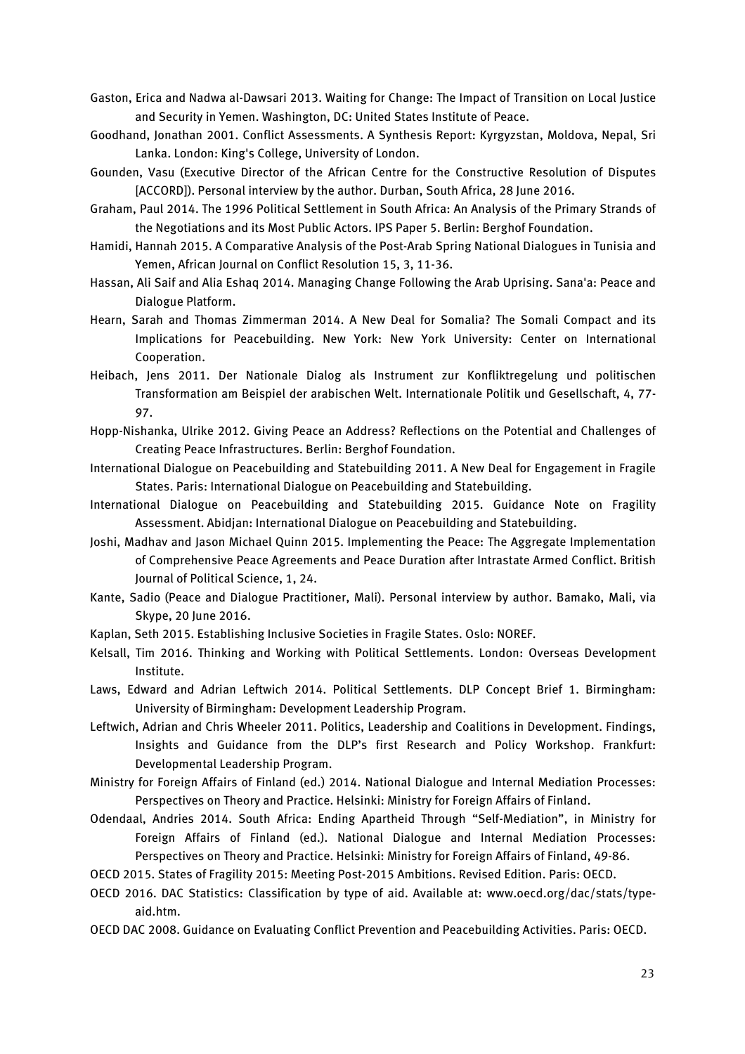Gaston, Erica and Nadwa al-Dawsari 2013. Waiting for Change: The Impact of Transition on Local Justice and Security in Yemen. Washington, DC: United States Institute of Peace.

Goodhand, Jonathan 2001. Conflict Assessments. A Synthesis Report: Kyrgyzstan, Moldova, Nepal, Sri Lanka. London: King's College, University of London.

Gounden, Vasu (Executive Director of the African Centre for the Constructive Resolution of Disputes [ACCORD]). Personal interview by the author. Durban, South Africa, 28 June 2016.

Graham, Paul 2014. The 1996 Political Settlement in South Africa: An Analysis of the Primary Strands of the Negotiations and its Most Public Actors. IPS Paper 5. Berlin: Berghof Foundation.

Hamidi, Hannah 2015. A Comparative Analysis of the Post-Arab Spring National Dialogues in Tunisia and Yemen, African Journal on Conflict Resolution 15, 3, 11-36.

Hassan, Ali Saif and Alia Eshaq 2014. Managing Change Following the Arab Uprising. Sana'a: Peace and Dialogue Platform.

Hearn, Sarah and Thomas Zimmerman 2014. A New Deal for Somalia? The Somali Compact and its Implications for Peacebuilding. New York: New York University: Center on International Cooperation.

Heibach, Jens 2011. Der Nationale Dialog als Instrument zur Konfliktregelung und politischen Transformation am Beispiel der arabischen Welt. Internationale Politik und Gesellschaft, 4, 77-97.

Hopp-Nishanka, Ulrike 2012. Giving Peace an Address? Reflections on the Potential and Challenges of Creating Peace Infrastructures. Berlin: Berghof Foundation.

International Dialogue on Peacebuilding and Statebuilding 2011. A New Deal for Engagement in Fragile States. Paris: International Dialogue on Peacebuilding and Statebuilding.

International Dialogue on Peacebuilding and Statebuilding 2015. Guidance Note on Fragility Assessment. Abidjan: International Dialogue on Peacebuilding and Statebuilding.

Joshi, Madhav and Jason Michael Quinn 2015. Implementing the Peace: The Aggregate Implementation of Comprehensive Peace Agreements and Peace Duration after Intrastate Armed Conflict. British Journal of Political Science, 1, 24.

Kante, Sadio (Peace and Dialogue Practitioner, Mali). Personal interview by author. Bamako, Mali, via Skype, 20 June 2016.

Kaplan, Seth 2015. Establishing Inclusive Societies in Fragile States. Oslo: NOREF.

Kelsall, Tim 2016. Thinking and Working with Political Settlements. London: Overseas Development Institute.

Laws, Edward and Adrian Leftwich 2014. Political Settlements. DLP Concept Brief 1. Birmingham: University of Birmingham: Development Leadership Program.

Leftwich, Adrian and Chris Wheeler 2011. Politics, Leadership and Coalitions in Development. Findings, Insights and Guidance from the DLP's first Research and Policy Workshop. Frankfurt: Developmental Leadership Program.

Ministry for Foreign Affairs of Finland (ed.) 2014. National Dialogue and Internal Mediation Processes: Perspectives on Theory and Practice. Helsinki: Ministry for Foreign Affairs of Finland.

Odendaal, Andries 2014. South Africa: Ending Apartheid Through "Self-Mediation", in Ministry for Foreign Affairs of Finland (ed.). National Dialogue and Internal Mediation Processes: Perspectives on Theory and Practice. Helsinki: Ministry for Foreign Affairs of Finland, 49-86.

OECD 2015. States of Fragility 2015: Meeting Post-2015 Ambitions. Revised Edition. Paris: OECD.

OECD 2016. DAC Statistics: Classification by type of aid. Available at: www.oecd.org/dac/stats/type-aid.htm.

OECD DAC 2008. Guidance on Evaluating Conflict Prevention and Peacebuilding Activities. Paris: OECD.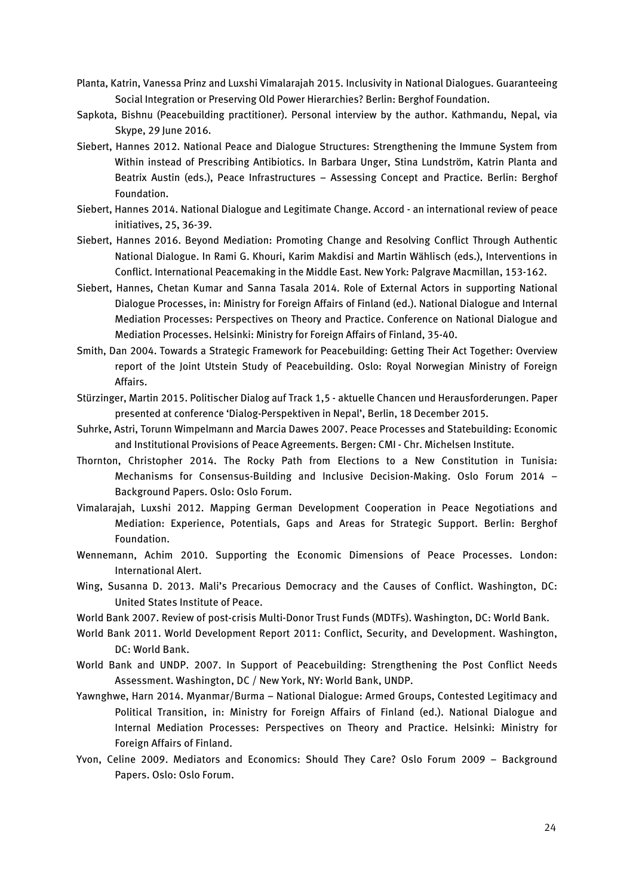Planta, Katrin, Vanessa Prinz and Luxshi Vimalarajah 2015. Inclusivity in National Dialogues. Guaranteeing Social Integration or Preserving Old Power Hierarchies? Berlin: Berghof Foundation.

Sapkota, Bishnu (Peacebuilding practitioner). Personal interview by the author. Kathmandu, Nepal, via Skype, 29 June 2016.

Siebert, Hannes 2012. National Peace and Dialogue Structures: Strengthening the Immune System from Within instead of Prescribing Antibiotics. In Barbara Unger, Stina Lundström, Katrin Planta and Beatrix Austin (eds.), Peace Infrastructures – Assessing Concept and Practice. Berlin: Berghof Foundation.

Siebert, Hannes 2014. National Dialogue and Legitimate Change. Accord - an international review of peace initiatives, 25, 36-39.

Siebert, Hannes 2016. Beyond Mediation: Promoting Change and Resolving Conflict Through Authentic National Dialogue. In Rami G. Khouri, Karim Makdisi and Martin Wählisch (eds.), Interventions in Conflict. International Peacemaking in the Middle East. New York: Palgrave Macmillan, 153-162.

Siebert, Hannes, Chetan Kumar and Sanna Tasala 2014. Role of External Actors in supporting National Dialogue Processes, in: Ministry for Foreign Affairs of Finland (ed.). National Dialogue and Internal Mediation Processes: Perspectives on Theory and Practice. Conference on National Dialogue and Mediation Processes. Helsinki: Ministry for Foreign Affairs of Finland, 35-40.

Smith, Dan 2004. Towards a Strategic Framework for Peacebuilding: Getting Their Act Together: Overview report of the Joint Utstein Study of Peacebuilding. Oslo: Royal Norwegian Ministry of Foreign Affairs.

Stürzinger, Martin 2015. Politischer Dialog auf Track 1,5 - aktuelle Chancen und Herausforderungen. Paper presented at conference 'Dialog-Perspektiven in Nepal', Berlin, 18 December 2015.

Suhrke, Astri, Torunn Wimpelmann and Marcia Dawes 2007. Peace Processes and Statebuilding: Economic and Institutional Provisions of Peace Agreements. Bergen: CMI - Chr. Michelsen Institute.

Thornton, Christopher 2014. The Rocky Path from Elections to a New Constitution in Tunisia: Mechanisms for Consensus-Building and Inclusive Decision-Making. Oslo Forum 2014 – Background Papers. Oslo: Oslo Forum.

Vimalarajah, Luxshi 2012. Mapping German Development Cooperation in Peace Negotiations and Mediation: Experience, Potentials, Gaps and Areas for Strategic Support. Berlin: Berghof Foundation.

Wennemann, Achim 2010. Supporting the Economic Dimensions of Peace Processes. London: International Alert.

Wing, Susanna D. 2013. Mali's Precarious Democracy and the Causes of Conflict. Washington, DC: United States Institute of Peace.

World Bank 2007. Review of post-crisis Multi-Donor Trust Funds (MDTFs). Washington, DC: World Bank.

World Bank 2011. World Development Report 2011: Conflict, Security, and Development. Washington, DC: World Bank.

World Bank and UNDP. 2007. In Support of Peacebuilding: Strengthening the Post Conflict Needs Assessment. Washington, DC / New York, NY: World Bank, UNDP.

Yawnghwe, Harn 2014. Myanmar/Burma – National Dialogue: Armed Groups, Contested Legitimacy and Political Transition, in: Ministry for Foreign Affairs of Finland (ed.). National Dialogue and Internal Mediation Processes: Perspectives on Theory and Practice. Helsinki: Ministry for Foreign Affairs of Finland.

Yvon, Celine 2009. Mediators and Economics: Should They Care? Oslo Forum 2009 – Background Papers. Oslo: Oslo Forum.